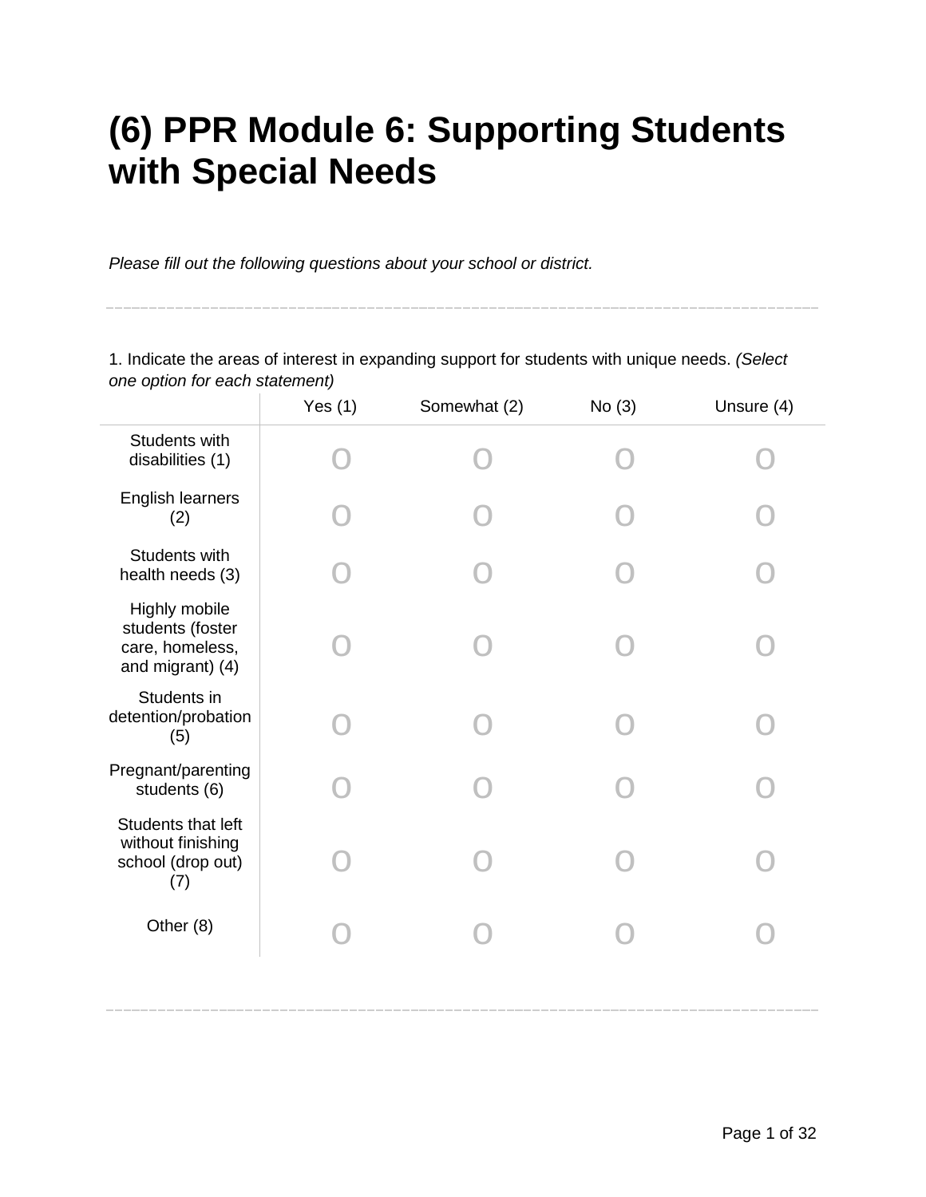# (6) PPR Module 6: Supporting Students with Special Needs

*Please fill out the following questions about your school or district.*

---

1. Indicate the areas of interest in expanding support for students with unique needs. *(Select one option for each statement)*

| | Yes (1) | Somewhat (2) | No (3) | Unsure (4) |
|---|---|---|---|---|
| Students with disabilities (1) | o | o | o | o |
| English learners (2) | o | o | o | o |
| Students with health needs (3) | o | o | o | o |
| Highly mobile students (foster care, homeless, and migrant) (4) | o | o | o | o |
| Students in detention/probation (5) | o | o | o | o |
| Pregnant/parenting students (6) | o | o | o | o |
| Students that left without finishing school (drop out) (7) | o | o | o | o |
| Other (8) | o | o | o | o |

---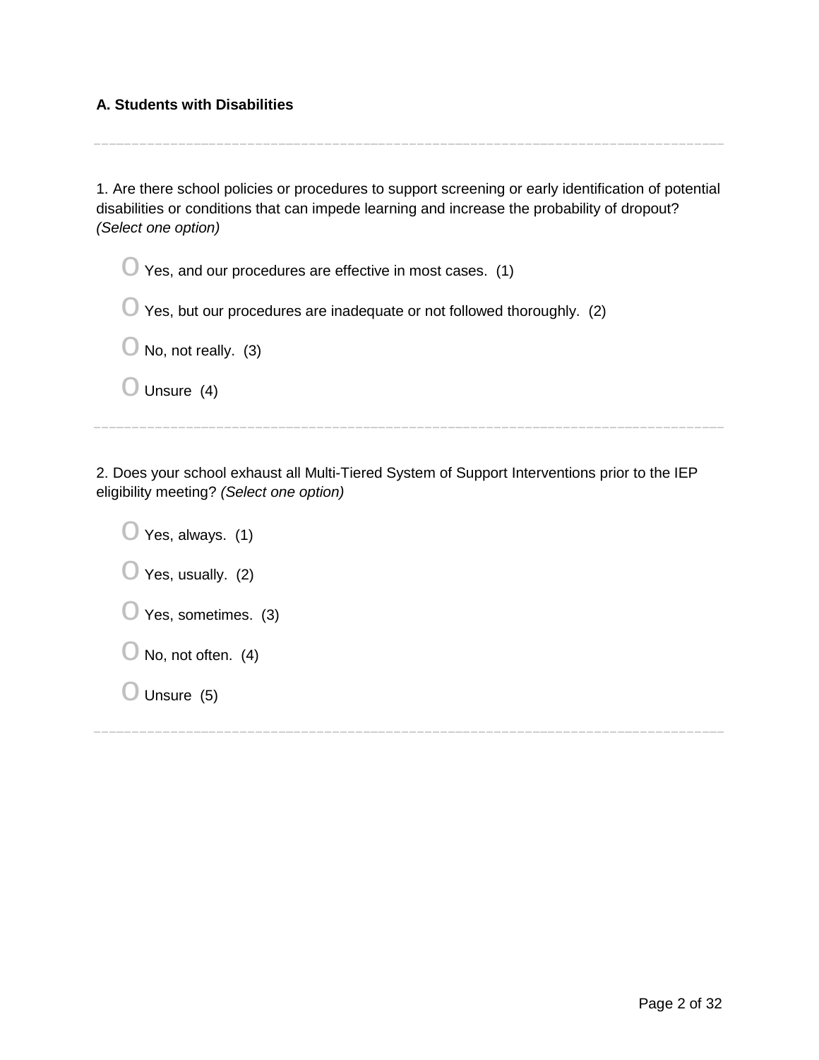**A. Students with Disabilities**

---

1. Are there school policies or procedures to support screening or early identification of potential disabilities or conditions that can impede learning and increase the probability of dropout? *(Select one option)*

- O Yes, and our procedures are effective in most cases. (1)
- O Yes, but our procedures are inadequate or not followed thoroughly. (2)
- O No, not really. (3)
- O Unsure (4)

---

2. Does your school exhaust all Multi-Tiered System of Support Interventions prior to the IEP eligibility meeting? *(Select one option)*

- O Yes, always. (1)
- O Yes, usually. (2)
- O Yes, sometimes. (3)
- O No, not often. (4)
- O Unsure (5)

---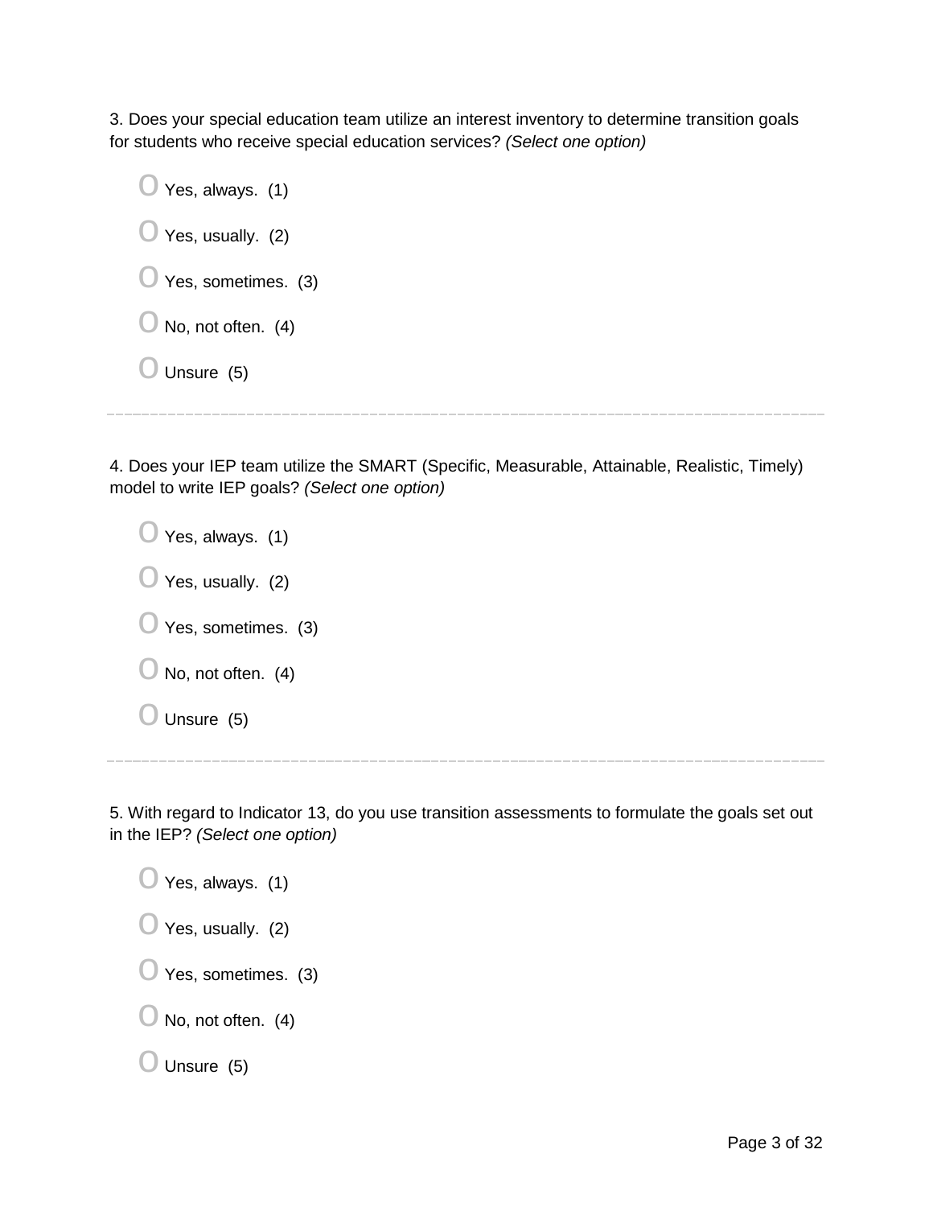3. Does your special education team utilize an interest inventory to determine transition goals for students who receive special education services? *(Select one option)*

- Yes, always. (1)
- Yes, usually. (2)
- Yes, sometimes. (3)
- No, not often. (4)
- Unsure (5)

---

4. Does your IEP team utilize the SMART (Specific, Measurable, Attainable, Realistic, Timely) model to write IEP goals? *(Select one option)*

- Yes, always. (1)
- Yes, usually. (2)
- Yes, sometimes. (3)
- No, not often. (4)
- Unsure (5)

---

5. With regard to Indicator 13, do you use transition assessments to formulate the goals set out in the IEP? *(Select one option)*

- Yes, always. (1)
- Yes, usually. (2)
- Yes, sometimes. (3)
- No, not often. (4)
- Unsure (5)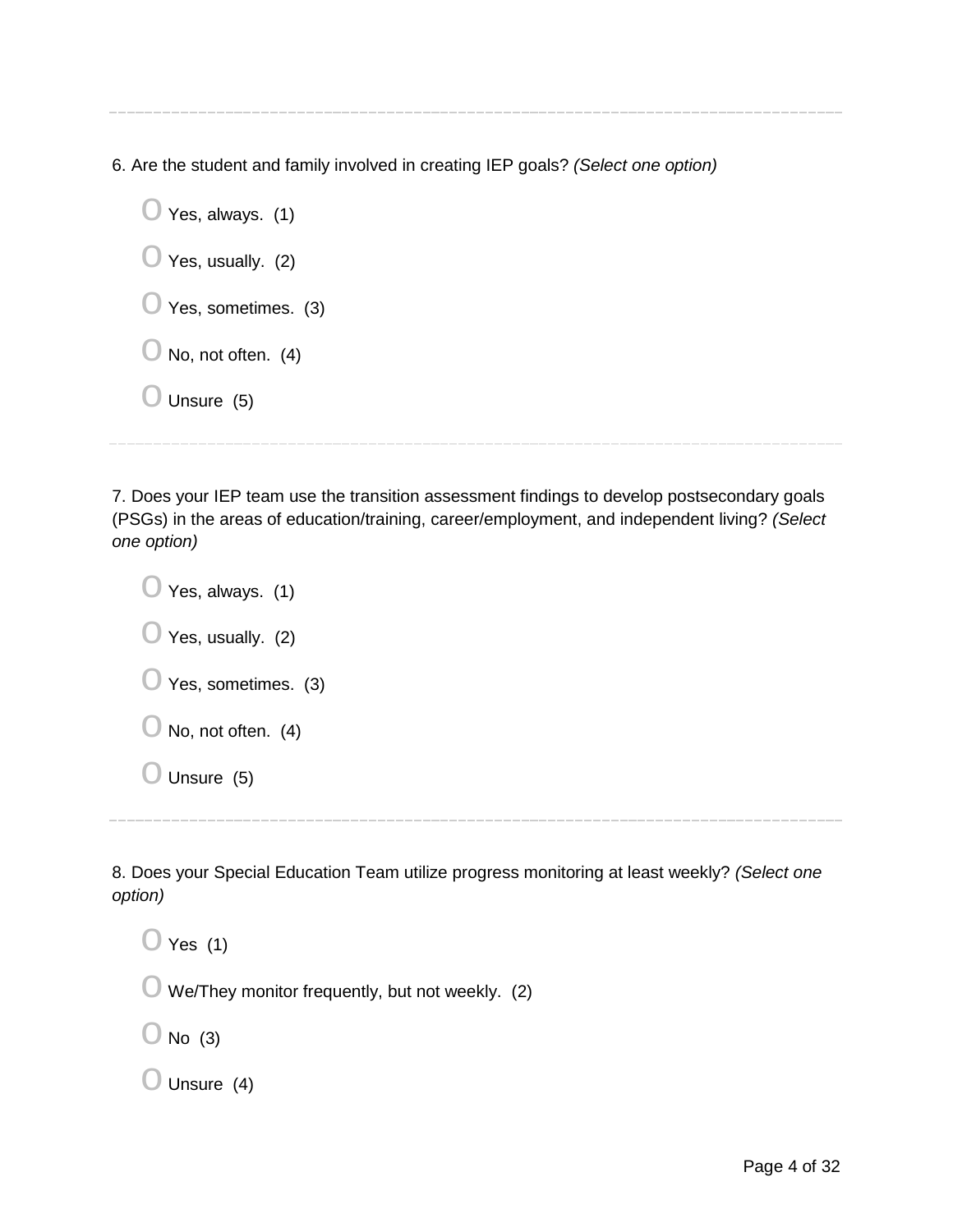6. Are the student and family involved in creating IEP goals? *(Select one option)*

- Yes, always. (1)
- Yes, usually. (2)
- Yes, sometimes. (3)
- No, not often. (4)
- Unsure (5)

---

7. Does your IEP team use the transition assessment findings to develop postsecondary goals (PSGs) in the areas of education/training, career/employment, and independent living? *(Select one option)*

- Yes, always. (1)
- Yes, usually. (2)
- Yes, sometimes. (3)
- No, not often. (4)
- Unsure (5)

---

8. Does your Special Education Team utilize progress monitoring at least weekly? *(Select one option)*

- Yes (1)
- We/They monitor frequently, but not weekly. (2)
- No (3)
- Unsure (4)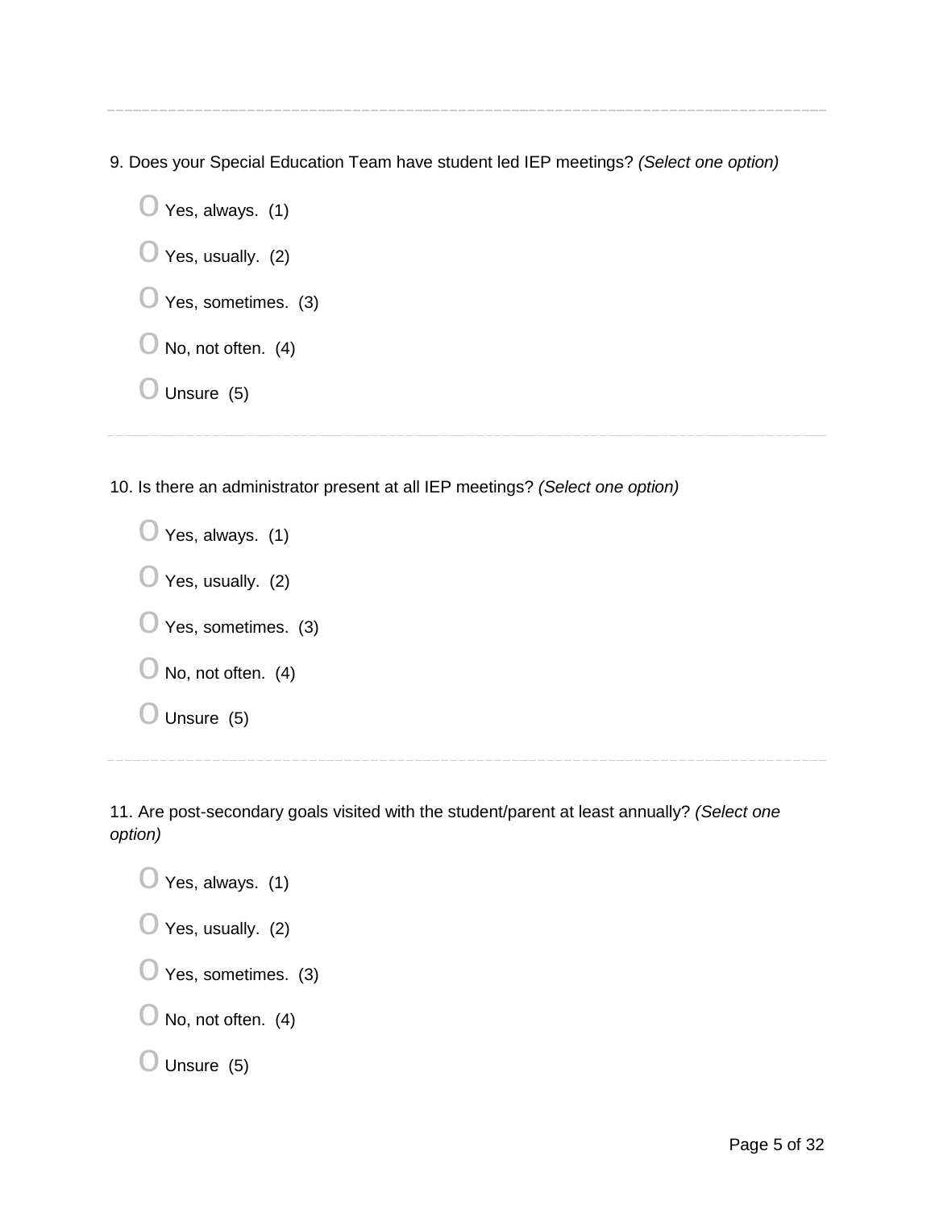---

9. Does your Special Education Team have student led IEP meetings? *(Select one option)*

- Yes, always. (1)
- Yes, usually. (2)
- Yes, sometimes. (3)
- No, not often. (4)
- Unsure (5)

---

10. Is there an administrator present at all IEP meetings? *(Select one option)*

- Yes, always. (1)
- Yes, usually. (2)
- Yes, sometimes. (3)
- No, not often. (4)
- Unsure (5)

---

11. Are post-secondary goals visited with the student/parent at least annually? *(Select one option)*

- Yes, always. (1)
- Yes, usually. (2)
- Yes, sometimes. (3)
- No, not often. (4)
- Unsure (5)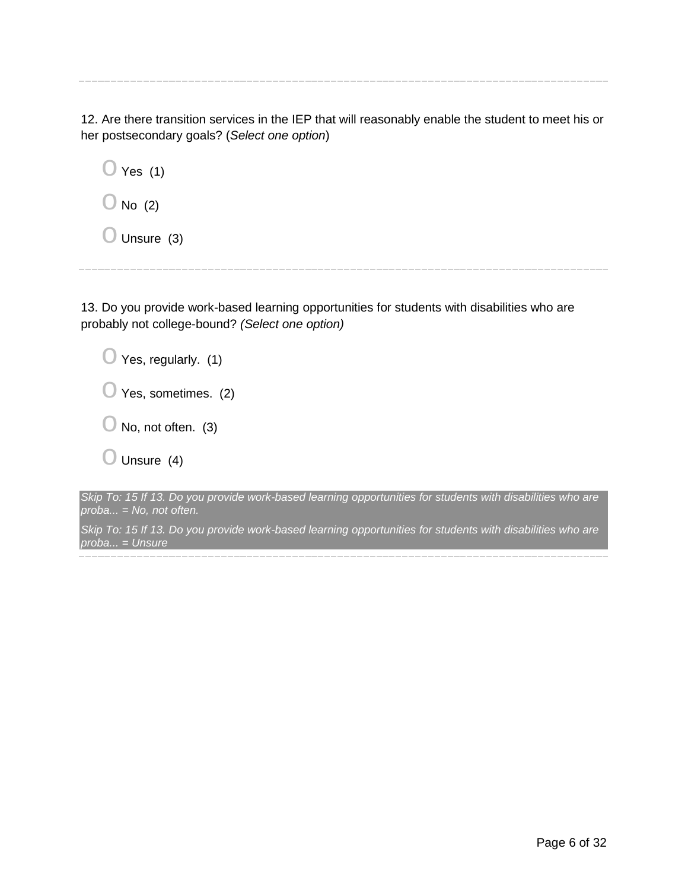---

12. Are there transition services in the IEP that will reasonably enable the student to meet his or her postsecondary goals? (*Select one option*)

- O Yes (1)
- O No (2)
- O Unsure (3)

---

13. Do you provide work-based learning opportunities for students with disabilities who are probably not college-bound? *(Select one option)*

- O Yes, regularly. (1)
- O Yes, sometimes. (2)
- O No, not often. (3)
- O Unsure (4)

*Skip To: 15 If 13. Do you provide work-based learning opportunities for students with disabilities who are proba... = No, not often.*

*Skip To: 15 If 13. Do you provide work-based learning opportunities for students with disabilities who are proba... = Unsure*

---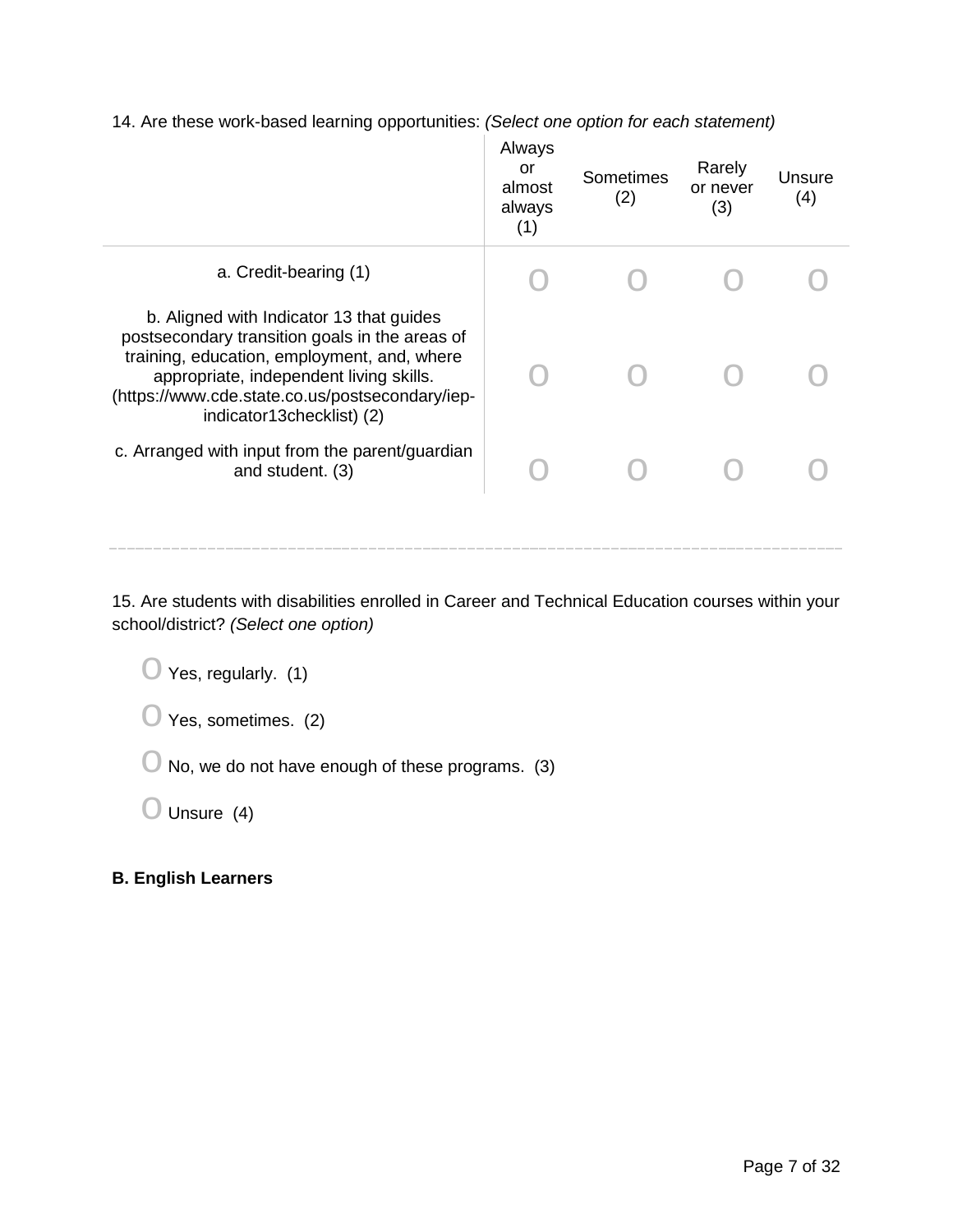14. Are these work-based learning opportunities: *(Select one option for each statement)*

| | Always or almost always (1) | Sometimes (2) | Rarely or never (3) | Unsure (4) |
|---|---|---|---|---|
| a. Credit-bearing (1) | O | O | O | O |
| b. Aligned with Indicator 13 that guides postsecondary transition goals in the areas of training, education, employment, and, where appropriate, independent living skills. (https://www.cde.state.co.us/postsecondary/iep-indicator13checklist) (2) | O | O | O | O |
| c. Arranged with input from the parent/guardian and student. (3) | O | O | O | O |

---

15. Are students with disabilities enrolled in Career and Technical Education courses within your school/district? *(Select one option)*

O Yes, regularly. (1)

O Yes, sometimes. (2)

O No, we do not have enough of these programs. (3)

O Unsure (4)

**B. English Learners**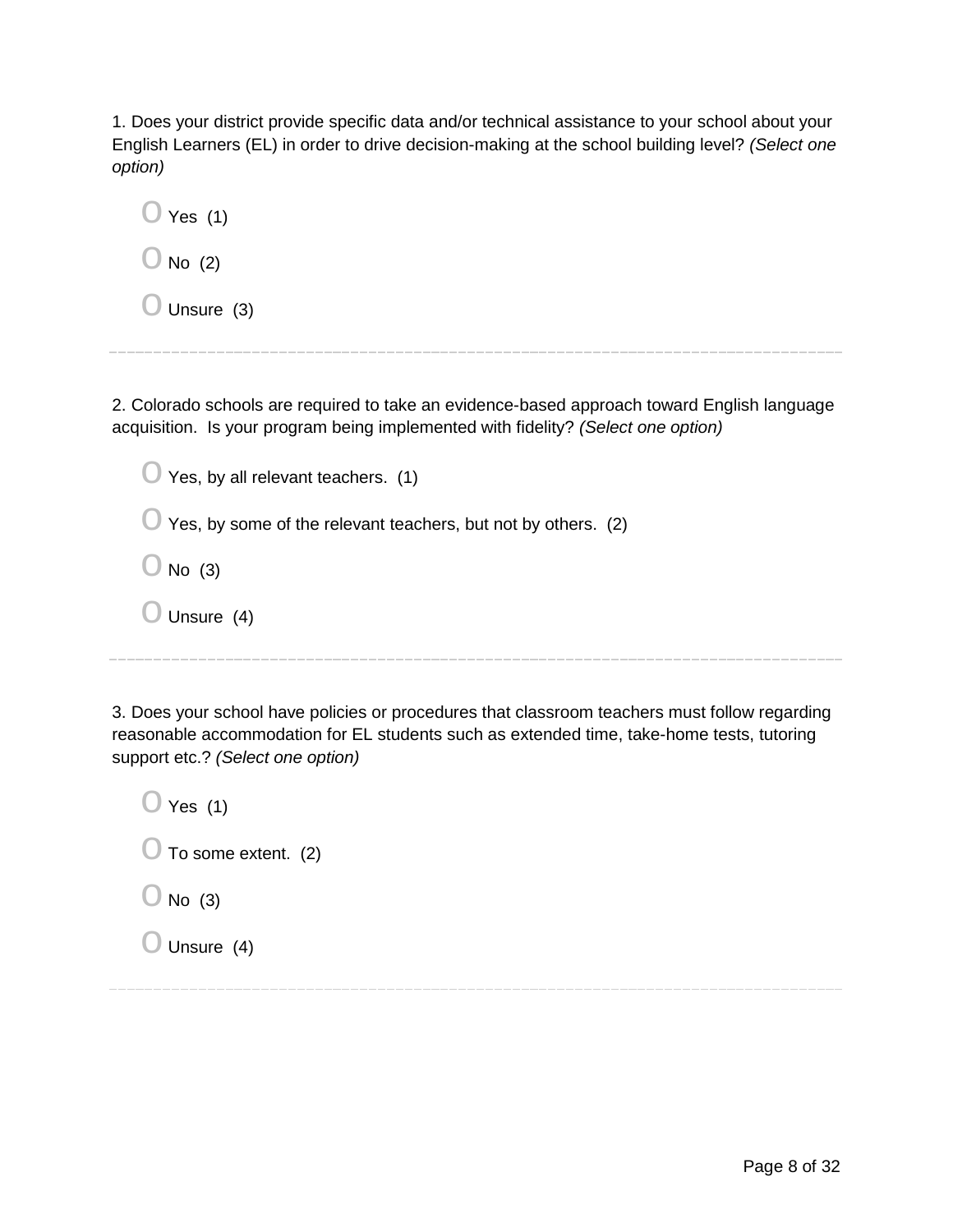1. Does your district provide specific data and/or technical assistance to your school about your English Learners (EL) in order to drive decision-making at the school building level? *(Select one option)*

- Yes (1)
- No (2)
- Unsure (3)

---

2. Colorado schools are required to take an evidence-based approach toward English language acquisition. Is your program being implemented with fidelity? *(Select one option)*

- Yes, by all relevant teachers. (1)
- Yes, by some of the relevant teachers, but not by others. (2)
- No (3)
- Unsure (4)

---

3. Does your school have policies or procedures that classroom teachers must follow regarding reasonable accommodation for EL students such as extended time, take-home tests, tutoring support etc.? *(Select one option)*

- Yes (1)
- To some extent. (2)
- No (3)
- Unsure (4)

---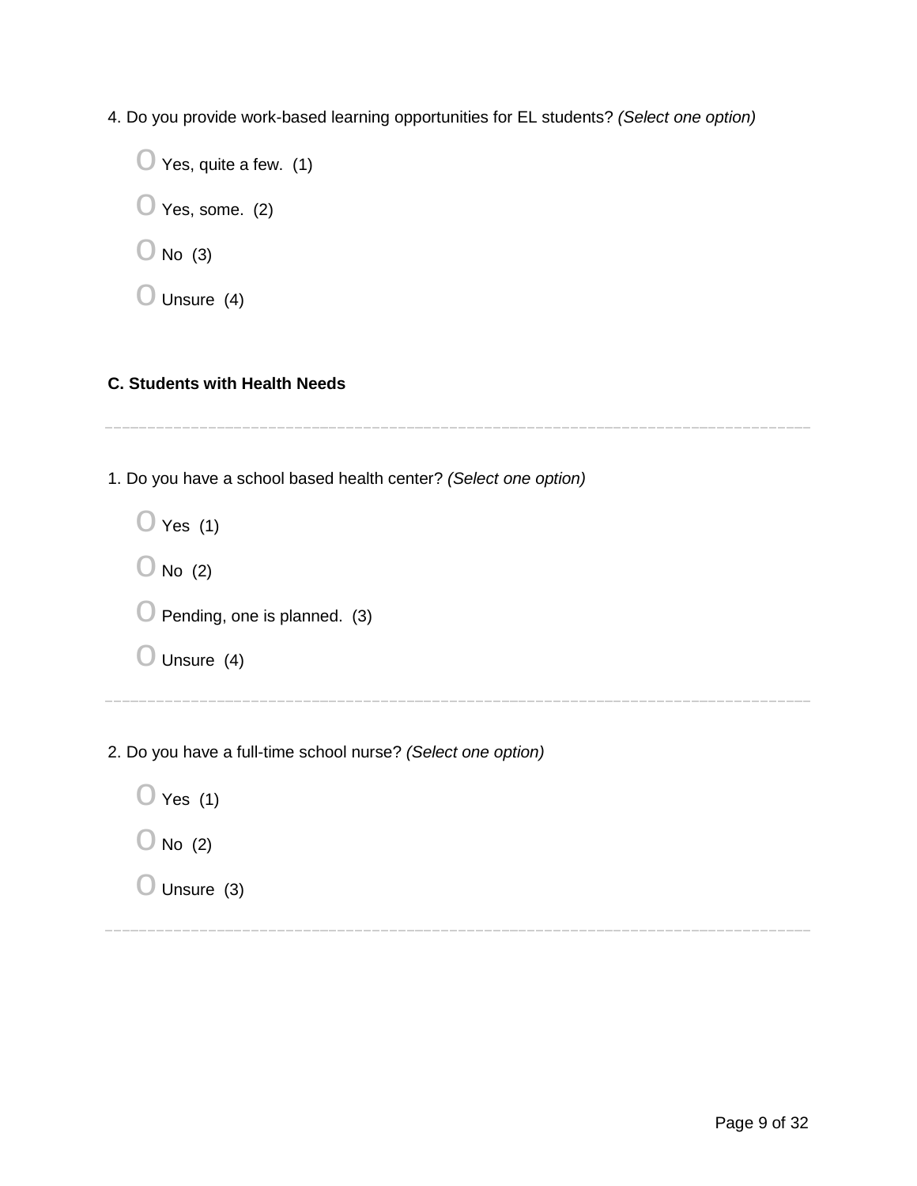4. Do you provide work-based learning opportunities for EL students? *(Select one option)*

- O Yes, quite a few. (1)
- O Yes, some. (2)
- O No (3)
- O Unsure (4)

**C. Students with Health Needs**

---

1. Do you have a school based health center? *(Select one option)*

- O Yes (1)
- O No (2)
- O Pending, one is planned. (3)
- O Unsure (4)

---

2. Do you have a full-time school nurse? *(Select one option)*

- O Yes (1)
- O No (2)
- O Unsure (3)

---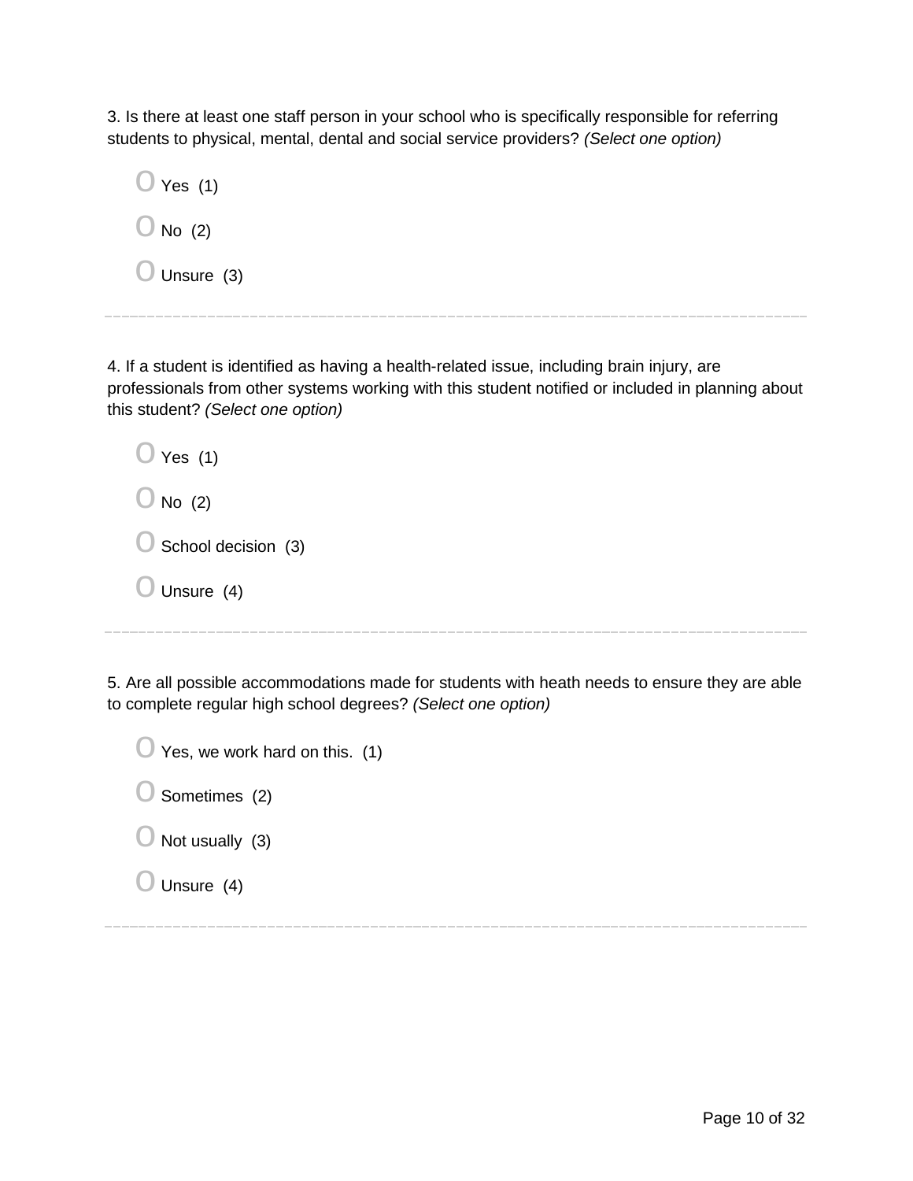3. Is there at least one staff person in your school who is specifically responsible for referring students to physical, mental, dental and social service providers? *(Select one option)*

- O Yes (1)
- O No (2)
- O Unsure (3)

---

4. If a student is identified as having a health-related issue, including brain injury, are professionals from other systems working with this student notified or included in planning about this student? *(Select one option)*

- O Yes (1)
- O No (2)
- O School decision (3)
- O Unsure (4)

---

5. Are all possible accommodations made for students with heath needs to ensure they are able to complete regular high school degrees? *(Select one option)*

- O Yes, we work hard on this. (1)
- O Sometimes (2)
- O Not usually (3)
- O Unsure (4)

---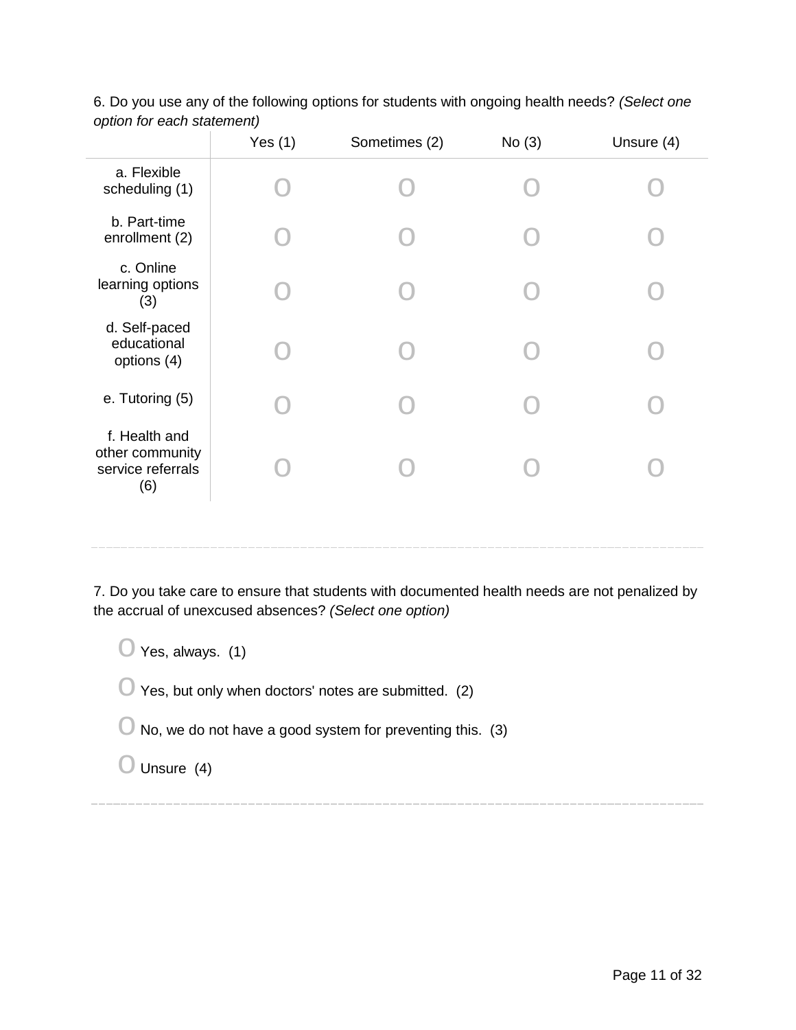6. Do you use any of the following options for students with ongoing health needs? *(Select one option for each statement)*

| | Yes (1) | Sometimes (2) | No (3) | Unsure (4) |
|---|---|---|---|---|
| a. Flexible scheduling (1) | O | O | O | O |
| b. Part-time enrollment (2) | O | O | O | O |
| c. Online learning options (3) | O | O | O | O |
| d. Self-paced educational options (4) | O | O | O | O |
| e. Tutoring (5) | O | O | O | O |
| f. Health and other community service referrals (6) | O | O | O | O |

---

7. Do you take care to ensure that students with documented health needs are not penalized by the accrual of unexcused absences? *(Select one option)*

O Yes, always. (1)

O Yes, but only when doctors' notes are submitted. (2)

O No, we do not have a good system for preventing this. (3)

O Unsure (4)

---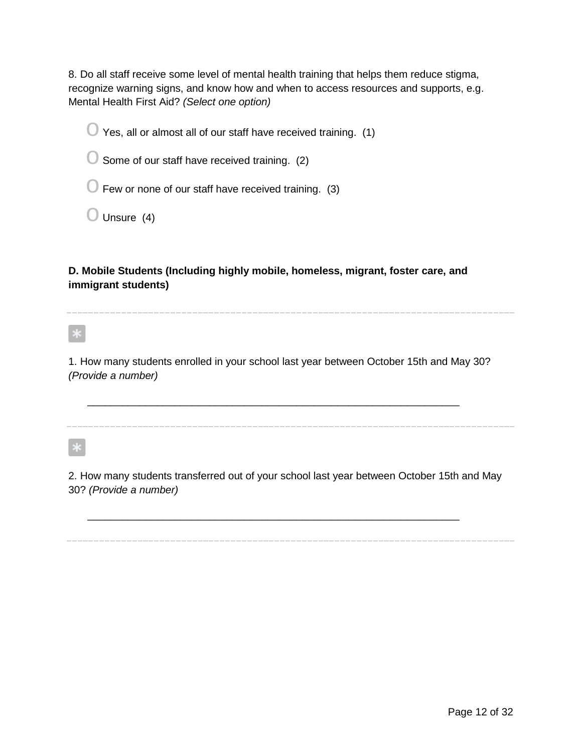8. Do all staff receive some level of mental health training that helps them reduce stigma, recognize warning signs, and know how and when to access resources and supports, e.g. Mental Health First Aid? *(Select one option)*

- O Yes, all or almost all of our staff have received training. (1)
- O Some of our staff have received training. (2)
- O Few or none of our staff have received training. (3)
- O Unsure (4)

**D. Mobile Students (Including highly mobile, homeless, migrant, foster care, and immigrant students)**

---

*

1. How many students enrolled in your school last year between October 15th and May 30? *(Provide a number)*

________________________________________________________________

---

*

2. How many students transferred out of your school last year between October 15th and May 30? *(Provide a number)*

________________________________________________________________

---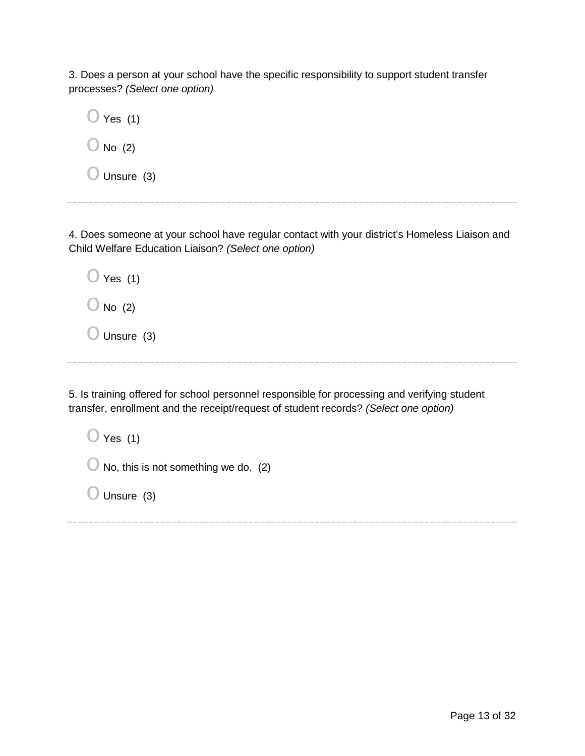3. Does a person at your school have the specific responsibility to support student transfer processes? *(Select one option)*

- O Yes (1)
- O No (2)
- O Unsure (3)

---

4. Does someone at your school have regular contact with your district's Homeless Liaison and Child Welfare Education Liaison? *(Select one option)*

- O Yes (1)
- O No (2)
- O Unsure (3)

---

5. Is training offered for school personnel responsible for processing and verifying student transfer, enrollment and the receipt/request of student records? *(Select one option)*

- O Yes (1)
- O No, this is not something we do. (2)
- O Unsure (3)

---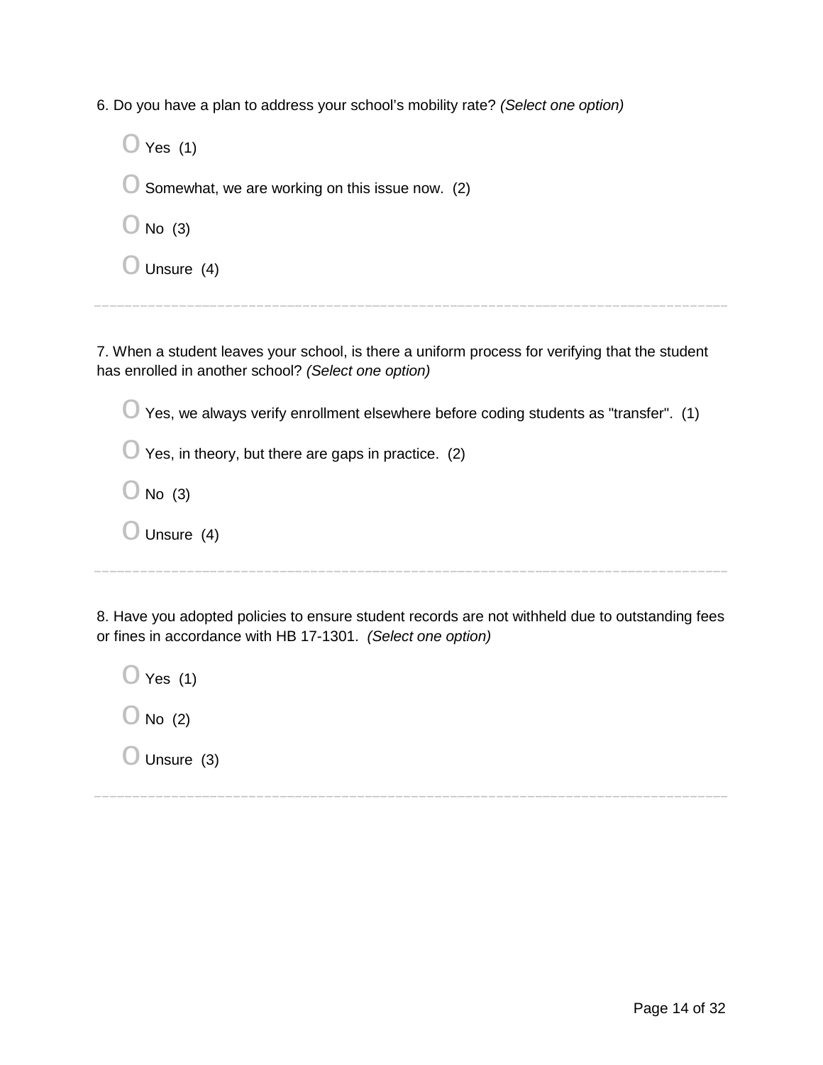6. Do you have a plan to address your school's mobility rate? *(Select one option)*

- Yes (1)
- Somewhat, we are working on this issue now. (2)
- No (3)
- Unsure (4)

---

7. When a student leaves your school, is there a uniform process for verifying that the student has enrolled in another school? *(Select one option)*

- Yes, we always verify enrollment elsewhere before coding students as "transfer". (1)
- Yes, in theory, but there are gaps in practice. (2)
- No (3)
- Unsure (4)

---

8. Have you adopted policies to ensure student records are not withheld due to outstanding fees or fines in accordance with HB 17-1301. *(Select one option)*

- Yes (1)
- No (2)
- Unsure (3)

---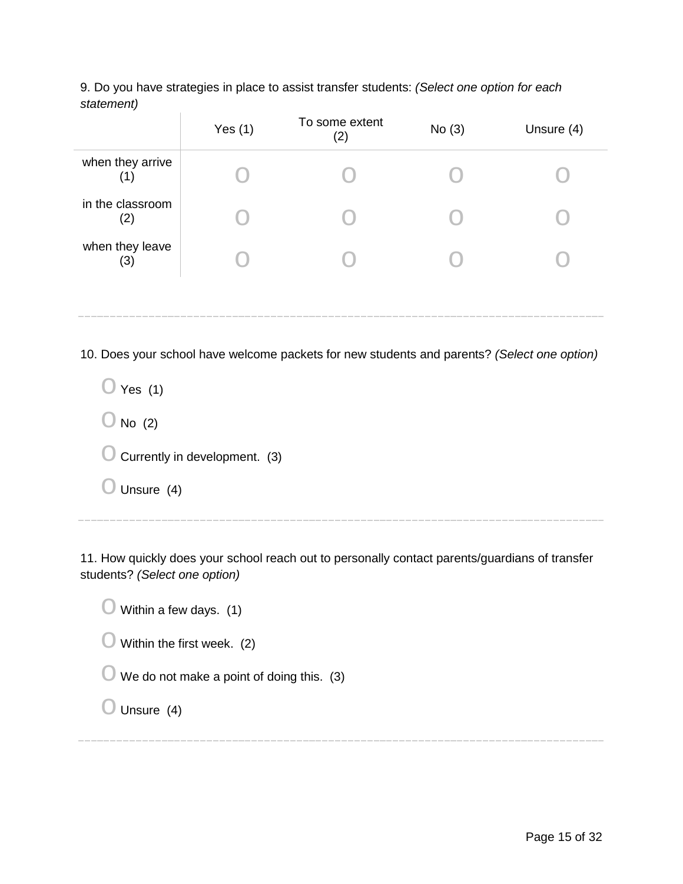9. Do you have strategies in place to assist transfer students: *(Select one option for each statement)*

| | Yes (1) | To some extent (2) | No (3) | Unsure (4) |
|---|---|---|---|---|
| when they arrive (1) | O | O | O | O |
| in the classroom (2) | O | O | O | O |
| when they leave (3) | O | O | O | O |

---

10. Does your school have welcome packets for new students and parents? *(Select one option)*

- O Yes (1)
- O No (2)
- O Currently in development. (3)
- O Unsure (4)

---

11. How quickly does your school reach out to personally contact parents/guardians of transfer students? *(Select one option)*

- O Within a few days. (1)
- O Within the first week. (2)
- O We do not make a point of doing this. (3)
- O Unsure (4)

---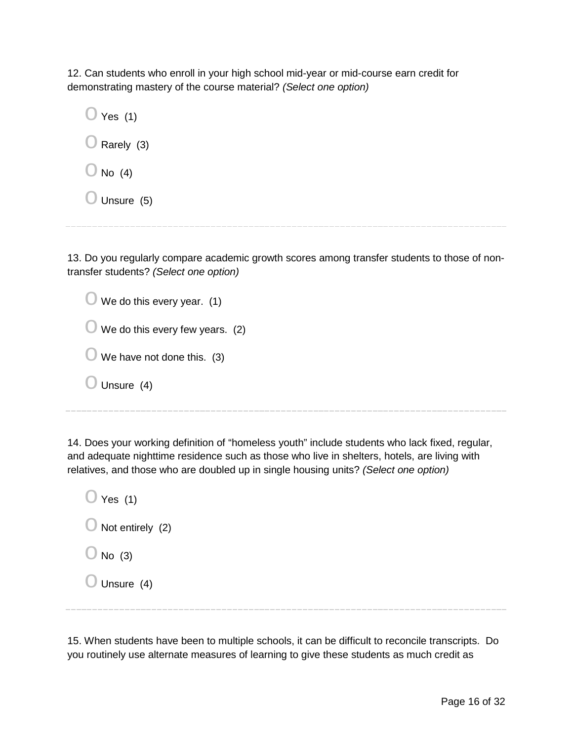12. Can students who enroll in your high school mid-year or mid-course earn credit for demonstrating mastery of the course material? *(Select one option)*

- Yes (1)
- Rarely (3)
- No (4)
- Unsure (5)

---

13. Do you regularly compare academic growth scores among transfer students to those of non-transfer students? *(Select one option)*

- We do this every year. (1)
- We do this every few years. (2)
- We have not done this. (3)
- Unsure (4)

---

14. Does your working definition of "homeless youth" include students who lack fixed, regular, and adequate nighttime residence such as those who live in shelters, hotels, are living with relatives, and those who are doubled up in single housing units? *(Select one option)*

- Yes (1)
- Not entirely (2)
- No (3)
- Unsure (4)

---

15. When students have been to multiple schools, it can be difficult to reconcile transcripts. Do you routinely use alternate measures of learning to give these students as much credit as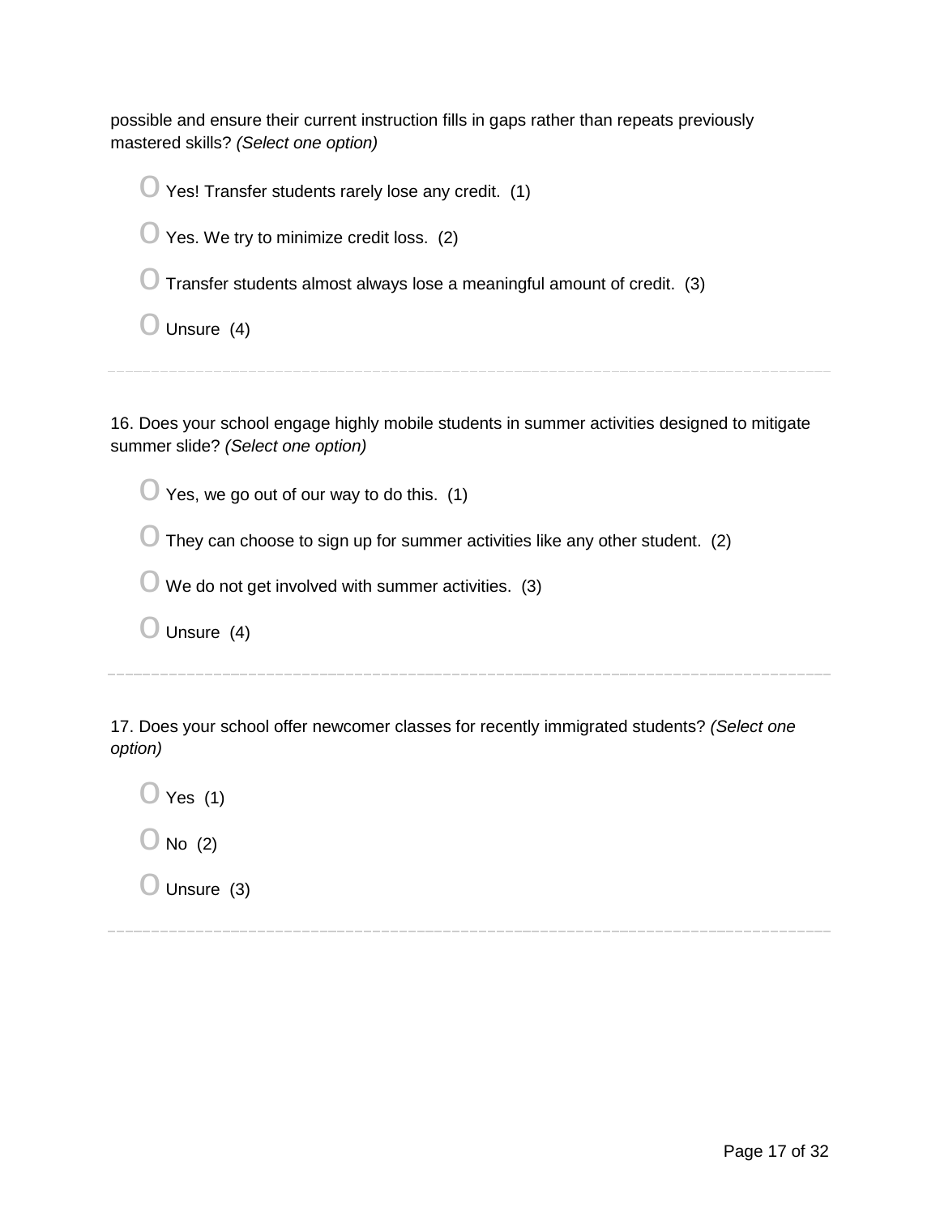possible and ensure their current instruction fills in gaps rather than repeats previously mastered skills? *(Select one option)*

- Yes! Transfer students rarely lose any credit. (1)
- Yes. We try to minimize credit loss. (2)
- Transfer students almost always lose a meaningful amount of credit. (3)
- Unsure (4)

---

16. Does your school engage highly mobile students in summer activities designed to mitigate summer slide? *(Select one option)*

- Yes, we go out of our way to do this. (1)
- They can choose to sign up for summer activities like any other student. (2)
- We do not get involved with summer activities. (3)
- Unsure (4)

---

17. Does your school offer newcomer classes for recently immigrated students? *(Select one option)*

- Yes (1)
- No (2)
- Unsure (3)

---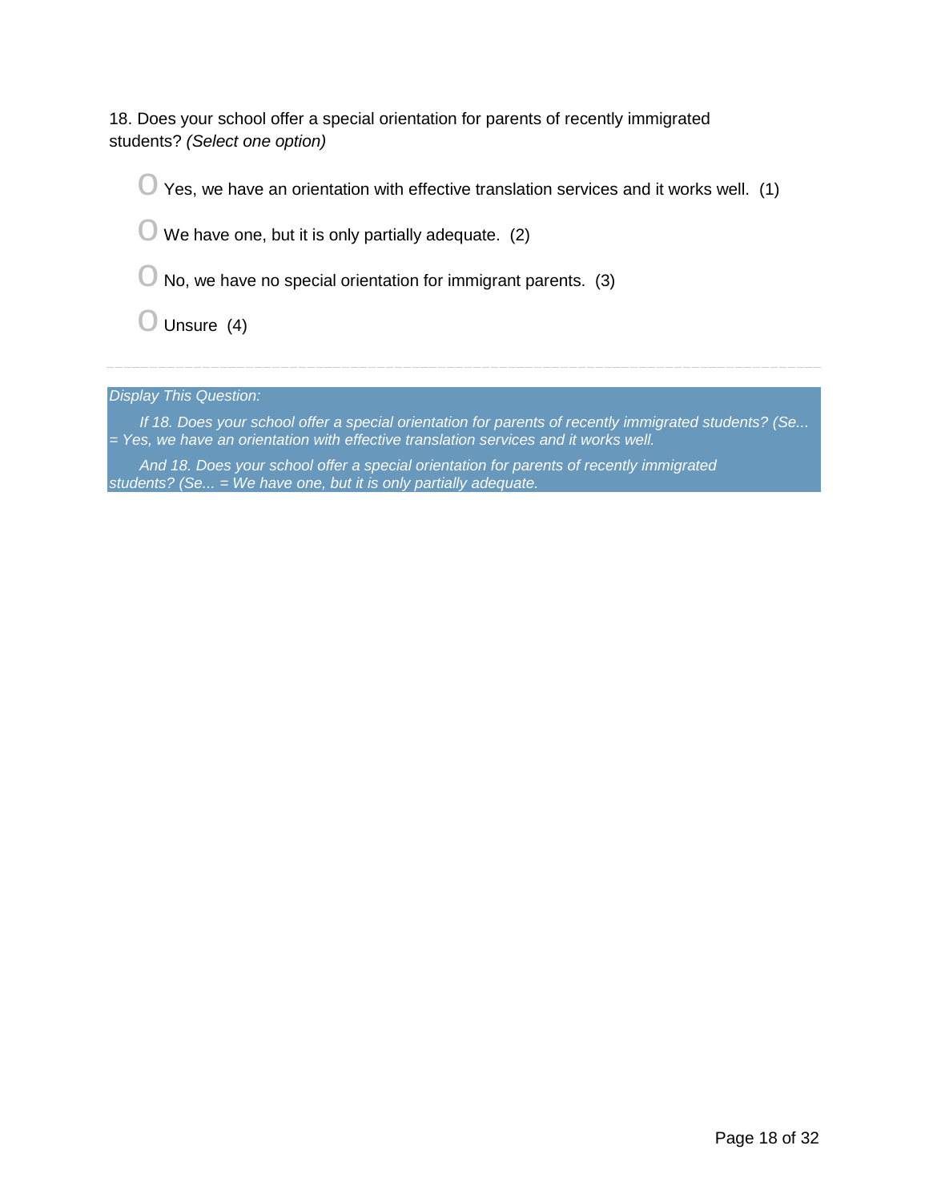18. Does your school offer a special orientation for parents of recently immigrated students? *(Select one option)*

- Yes, we have an orientation with effective translation services and it works well. (1)
- We have one, but it is only partially adequate. (2)
- No, we have no special orientation for immigrant parents. (3)
- Unsure (4)

---

*Display This Question:*

*If 18. Does your school offer a special orientation for parents of recently immigrated students? (Se... = Yes, we have an orientation with effective translation services and it works well.*

*And 18. Does your school offer a special orientation for parents of recently immigrated students? (Se... = We have one, but it is only partially adequate.*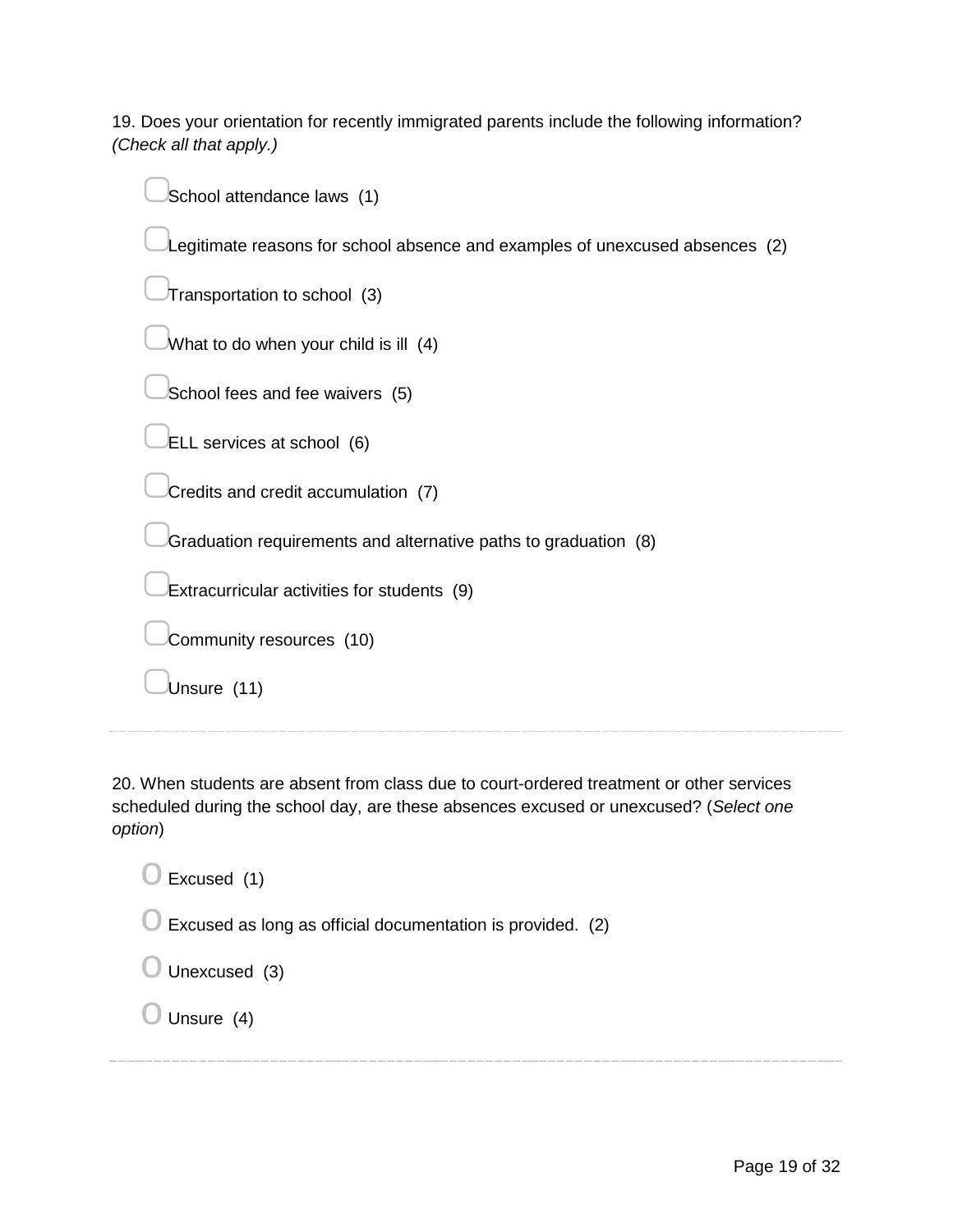19. Does your orientation for recently immigrated parents include the following information? *(Check all that apply.)*

- ▢ School attendance laws (1)
- ▢ Legitimate reasons for school absence and examples of unexcused absences (2)
- ▢ Transportation to school (3)
- ▢ What to do when your child is ill (4)
- ▢ School fees and fee waivers (5)
- ▢ ELL services at school (6)
- ▢ Credits and credit accumulation (7)
- ▢ Graduation requirements and alternative paths to graduation (8)
- ▢ Extracurricular activities for students (9)
- ▢ Community resources (10)
- ▢ Unsure (11)

---

20. When students are absent from class due to court-ordered treatment or other services scheduled during the school day, are these absences excused or unexcused? (*Select one option*)

- O Excused (1)
- O Excused as long as official documentation is provided. (2)
- O Unexcused (3)
- O Unsure (4)

---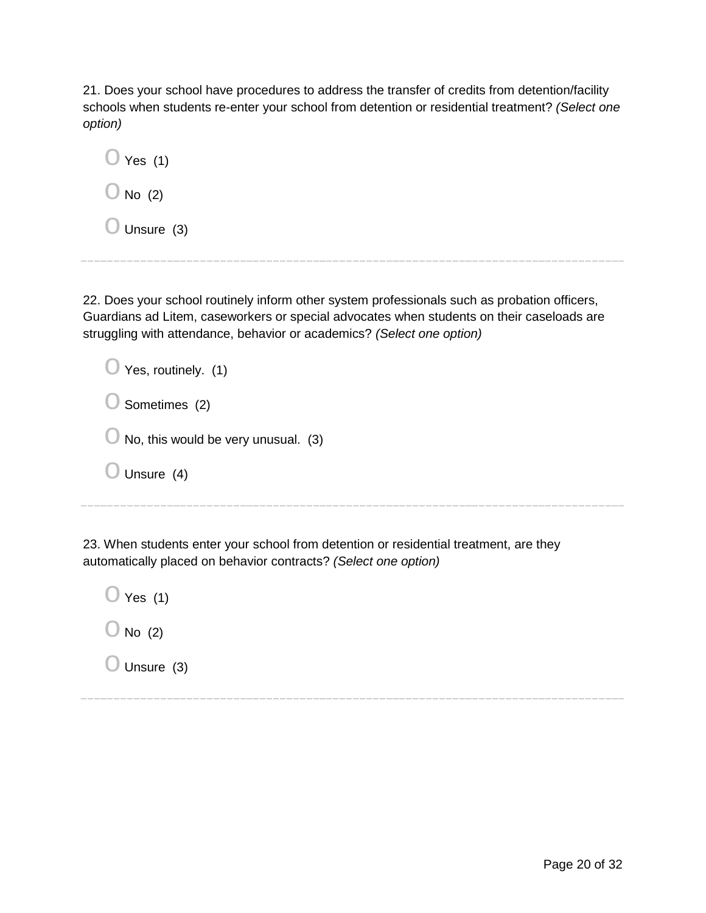21. Does your school have procedures to address the transfer of credits from detention/facility schools when students re-enter your school from detention or residential treatment? *(Select one option)*

- Yes (1)
- No (2)
- Unsure (3)

---

22. Does your school routinely inform other system professionals such as probation officers, Guardians ad Litem, caseworkers or special advocates when students on their caseloads are struggling with attendance, behavior or academics? *(Select one option)*

- Yes, routinely. (1)
- Sometimes (2)
- No, this would be very unusual. (3)
- Unsure (4)

---

23. When students enter your school from detention or residential treatment, are they automatically placed on behavior contracts? *(Select one option)*

- Yes (1)
- No (2)
- Unsure (3)

---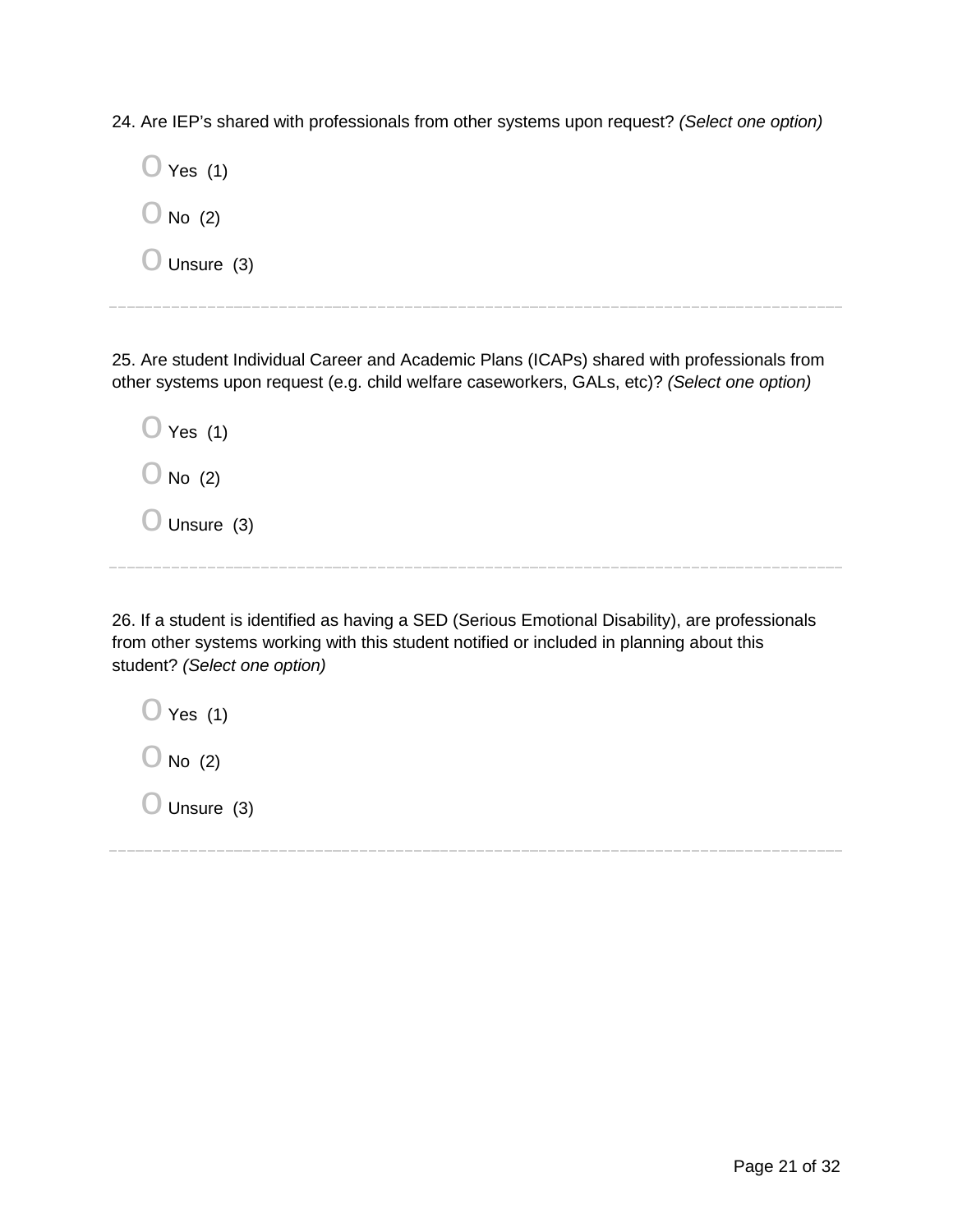24. Are IEP's shared with professionals from other systems upon request? *(Select one option)*

- O Yes (1)
- O No (2)
- O Unsure (3)

---

25. Are student Individual Career and Academic Plans (ICAPs) shared with professionals from other systems upon request (e.g. child welfare caseworkers, GALs, etc)? *(Select one option)*

- O Yes (1)
- O No (2)
- O Unsure (3)

---

26. If a student is identified as having a SED (Serious Emotional Disability), are professionals from other systems working with this student notified or included in planning about this student? *(Select one option)*

- O Yes (1)
- O No (2)
- O Unsure (3)

---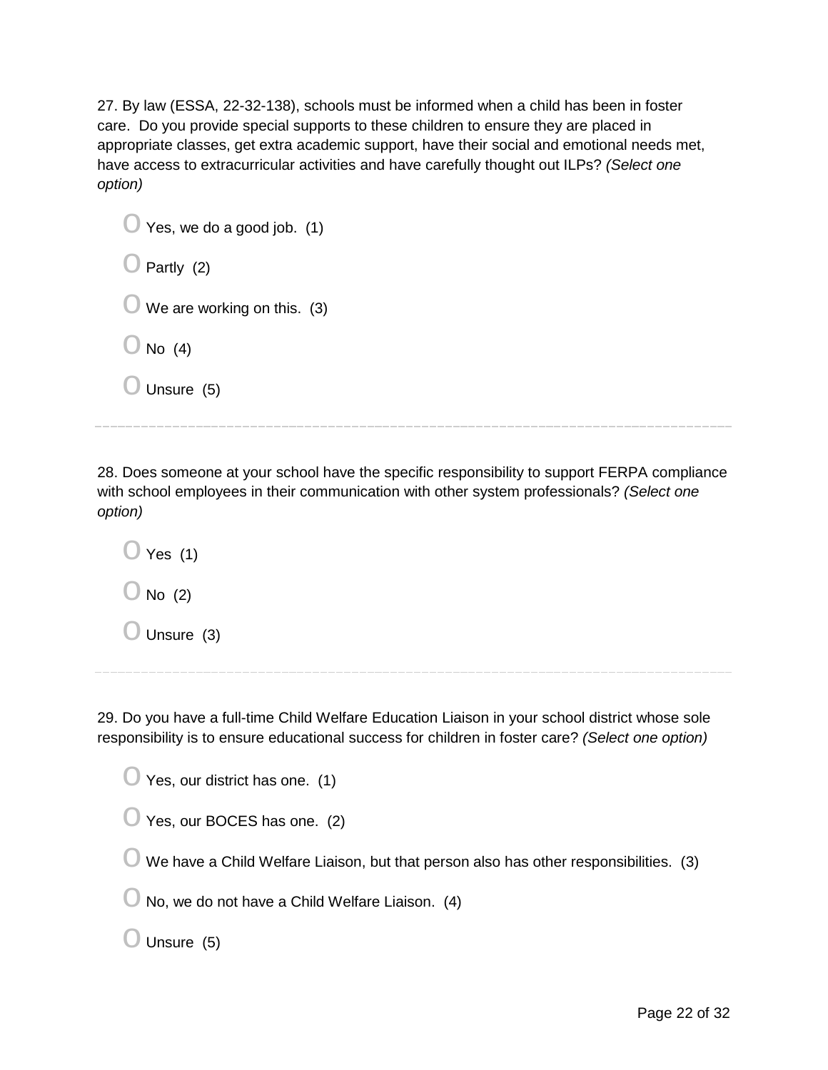27. By law (ESSA, 22-32-138), schools must be informed when a child has been in foster care. Do you provide special supports to these children to ensure they are placed in appropriate classes, get extra academic support, have their social and emotional needs met, have access to extracurricular activities and have carefully thought out ILPs? *(Select one option)*

- Yes, we do a good job. (1)
- Partly (2)
- We are working on this. (3)
- No (4)
- Unsure (5)

---

28. Does someone at your school have the specific responsibility to support FERPA compliance with school employees in their communication with other system professionals? *(Select one option)*

- Yes (1)
- No (2)
- Unsure (3)

---

29. Do you have a full-time Child Welfare Education Liaison in your school district whose sole responsibility is to ensure educational success for children in foster care? *(Select one option)*

- Yes, our district has one. (1)
- Yes, our BOCES has one. (2)
- We have a Child Welfare Liaison, but that person also has other responsibilities. (3)
- No, we do not have a Child Welfare Liaison. (4)
- Unsure (5)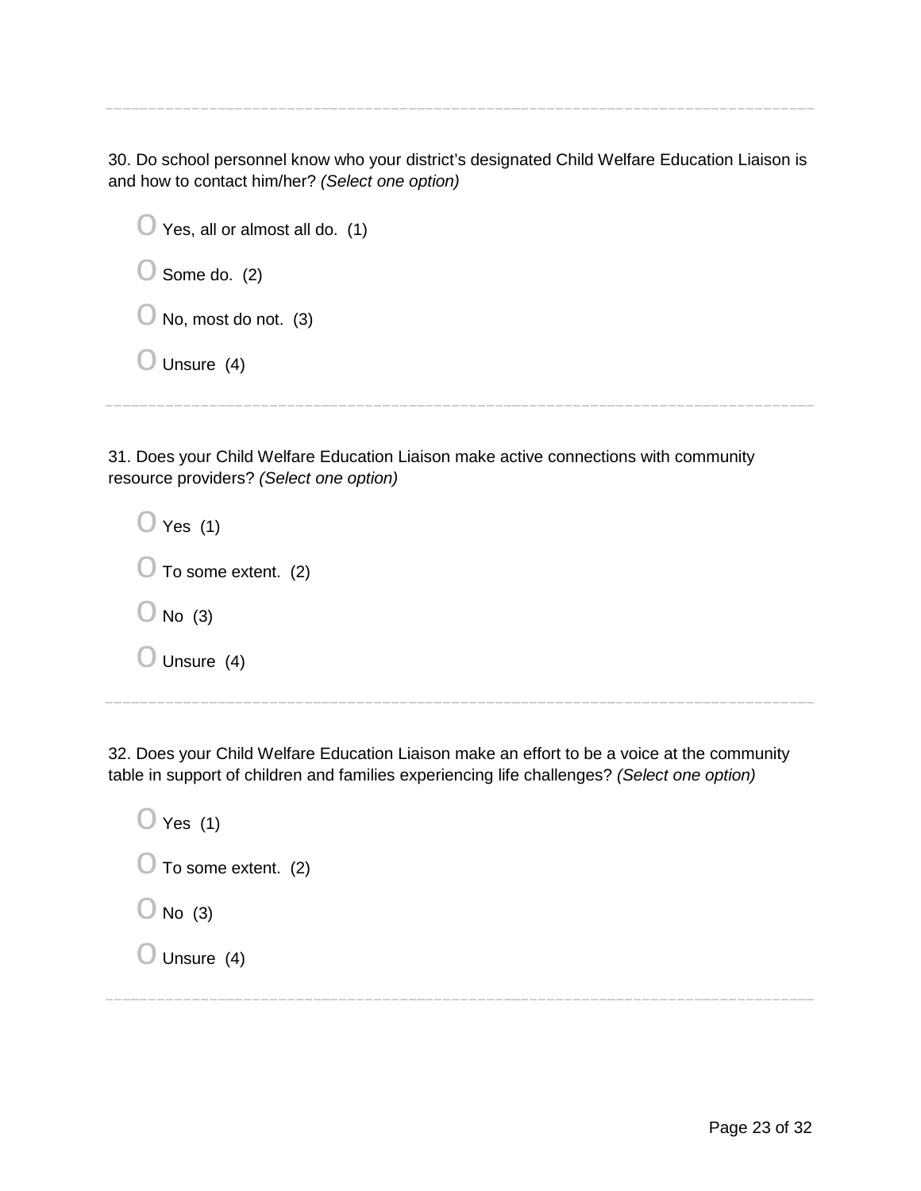---

30. Do school personnel know who your district's designated Child Welfare Education Liaison is and how to contact him/her? *(Select one option)*

- Yes, all or almost all do. (1)
- Some do. (2)
- No, most do not. (3)
- Unsure (4)

---

31. Does your Child Welfare Education Liaison make active connections with community resource providers? *(Select one option)*

- Yes (1)
- To some extent. (2)
- No (3)
- Unsure (4)

---

32. Does your Child Welfare Education Liaison make an effort to be a voice at the community table in support of children and families experiencing life challenges? *(Select one option)*

- Yes (1)
- To some extent. (2)
- No (3)
- Unsure (4)

---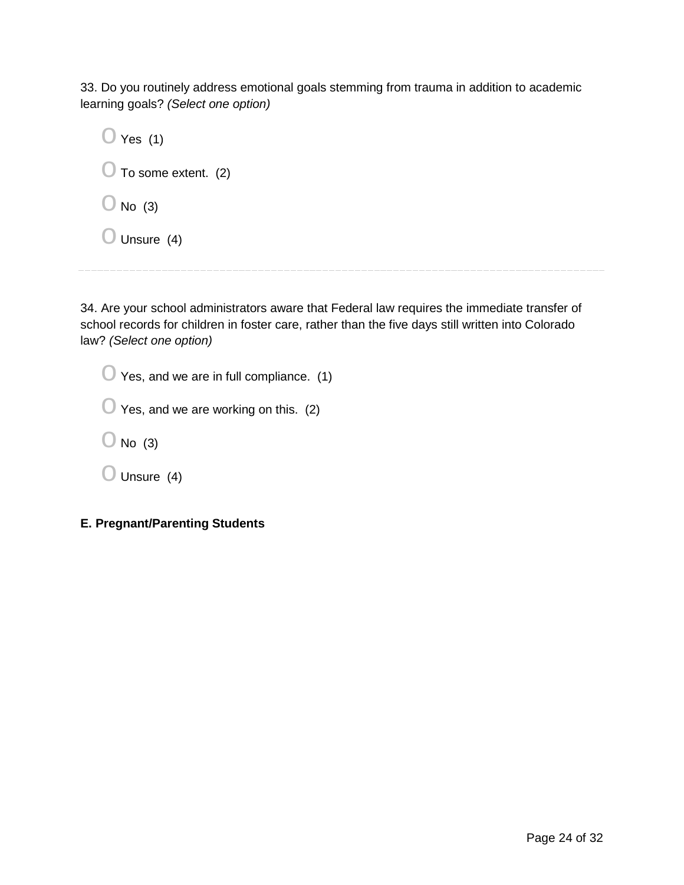33. Do you routinely address emotional goals stemming from trauma in addition to academic learning goals? *(Select one option)*

- Yes (1)
- To some extent. (2)
- No (3)
- Unsure (4)

---

34. Are your school administrators aware that Federal law requires the immediate transfer of school records for children in foster care, rather than the five days still written into Colorado law? *(Select one option)*

- Yes, and we are in full compliance. (1)
- Yes, and we are working on this. (2)
- No (3)
- Unsure (4)

**E. Pregnant/Parenting Students**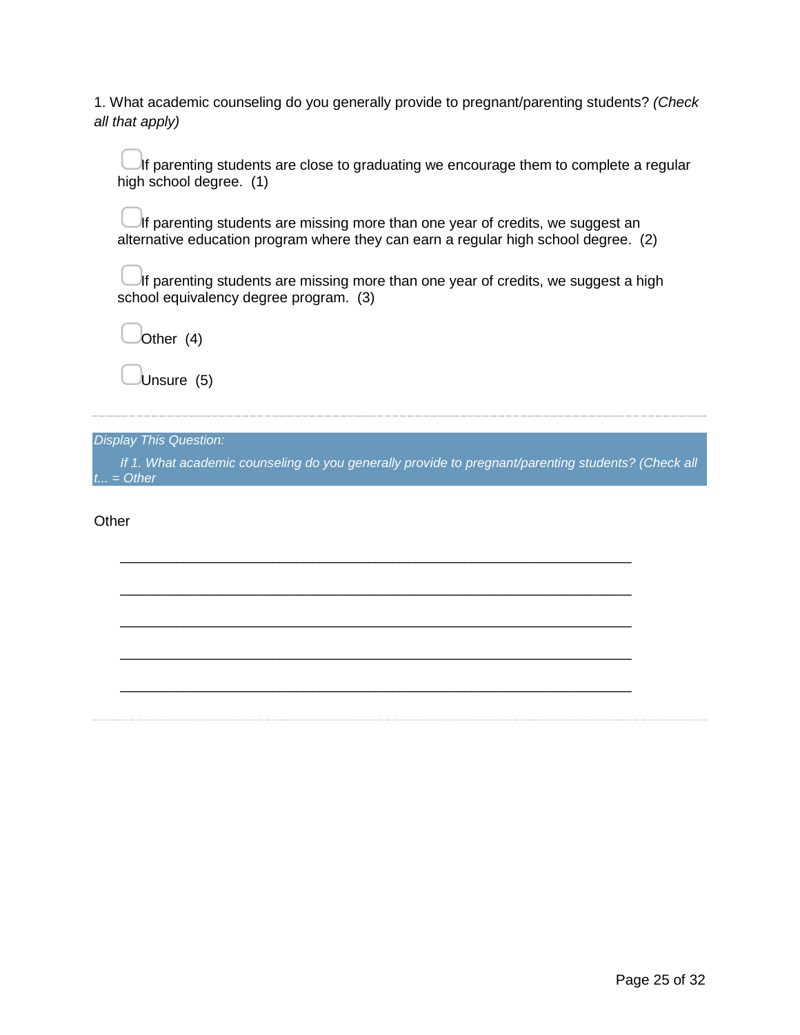1. What academic counseling do you generally provide to pregnant/parenting students? *(Check all that apply)*

- ▢ If parenting students are close to graduating we encourage them to complete a regular high school degree. (1)
- ▢ If parenting students are missing more than one year of credits, we suggest an alternative education program where they can earn a regular high school degree. (2)
- ▢ If parenting students are missing more than one year of credits, we suggest a high school equivalency degree program. (3)
- ▢ Other (4)
- ▢ Unsure (5)

---

*Display This Question:*

*If 1. What academic counseling do you generally provide to pregnant/parenting students? (Check all t... = Other*

Other

________________________________________________________________

________________________________________________________________

________________________________________________________________

________________________________________________________________

________________________________________________________________

---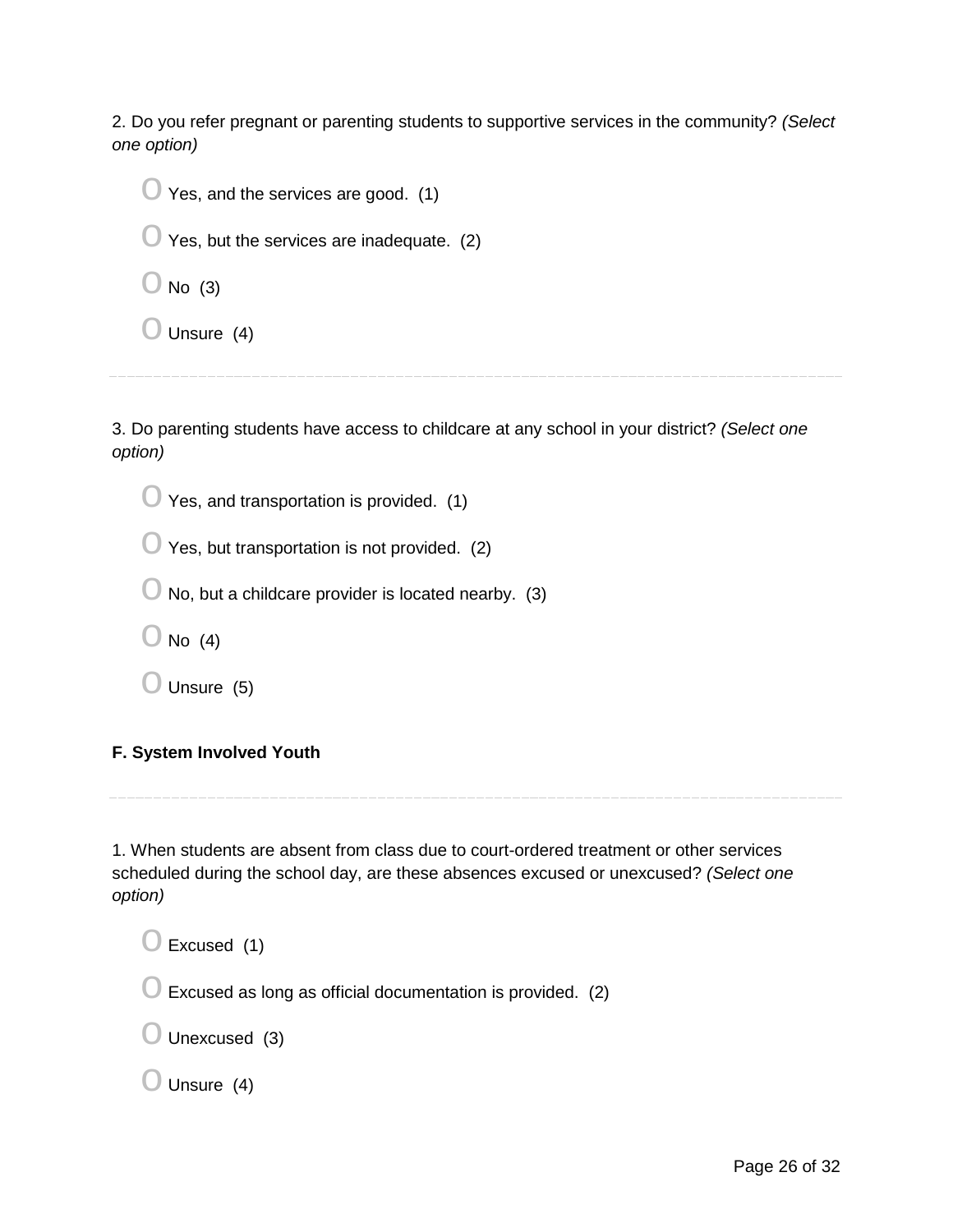2. Do you refer pregnant or parenting students to supportive services in the community? *(Select one option)*

- O Yes, and the services are good. (1)
- O Yes, but the services are inadequate. (2)
- O No (3)
- O Unsure (4)

---

3. Do parenting students have access to childcare at any school in your district? *(Select one option)*

- O Yes, and transportation is provided. (1)
- O Yes, but transportation is not provided. (2)
- O No, but a childcare provider is located nearby. (3)
- O No (4)
- O Unsure (5)

**F. System Involved Youth**

---

1. When students are absent from class due to court-ordered treatment or other services scheduled during the school day, are these absences excused or unexcused? *(Select one option)*

- O Excused (1)
- O Excused as long as official documentation is provided. (2)
- O Unexcused (3)
- O Unsure (4)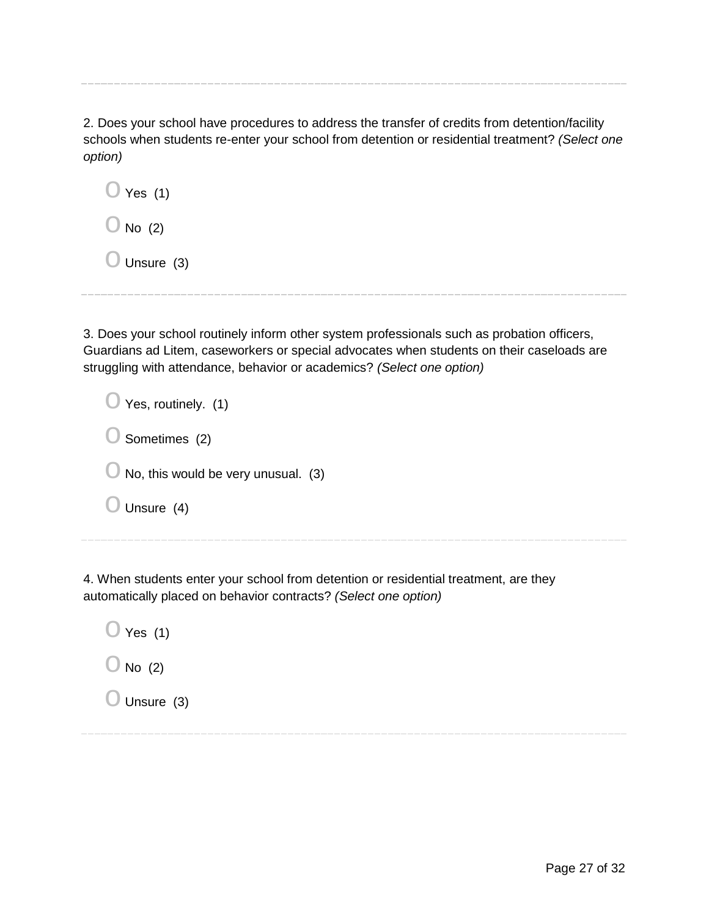---

2. Does your school have procedures to address the transfer of credits from detention/facility schools when students re-enter your school from detention or residential treatment? *(Select one option)*

- O Yes (1)
- O No (2)
- O Unsure (3)

---

3. Does your school routinely inform other system professionals such as probation officers, Guardians ad Litem, caseworkers or special advocates when students on their caseloads are struggling with attendance, behavior or academics? *(Select one option)*

- O Yes, routinely. (1)
- O Sometimes (2)
- O No, this would be very unusual. (3)
- O Unsure (4)

---

4. When students enter your school from detention or residential treatment, are they automatically placed on behavior contracts? *(Select one option)*

- O Yes (1)
- O No (2)
- O Unsure (3)

---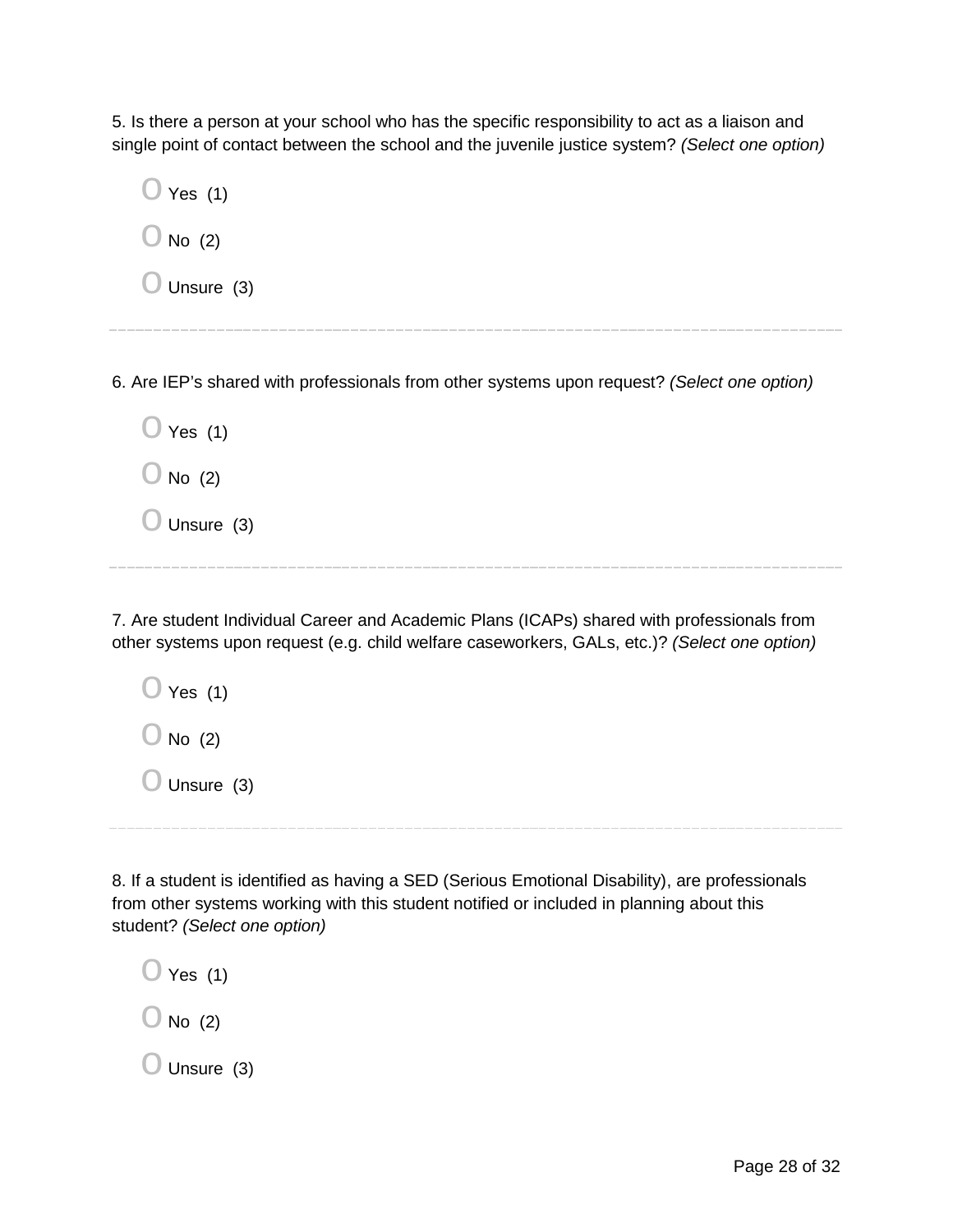5. Is there a person at your school who has the specific responsibility to act as a liaison and single point of contact between the school and the juvenile justice system? *(Select one option)*

- O Yes (1)
- O No (2)
- O Unsure (3)

---

6. Are IEP's shared with professionals from other systems upon request? *(Select one option)*

- O Yes (1)
- O No (2)
- O Unsure (3)

---

7. Are student Individual Career and Academic Plans (ICAPs) shared with professionals from other systems upon request (e.g. child welfare caseworkers, GALs, etc.)? *(Select one option)*

- O Yes (1)
- O No (2)
- O Unsure (3)

---

8. If a student is identified as having a SED (Serious Emotional Disability), are professionals from other systems working with this student notified or included in planning about this student? *(Select one option)*

- O Yes (1)
- O No (2)
- O Unsure (3)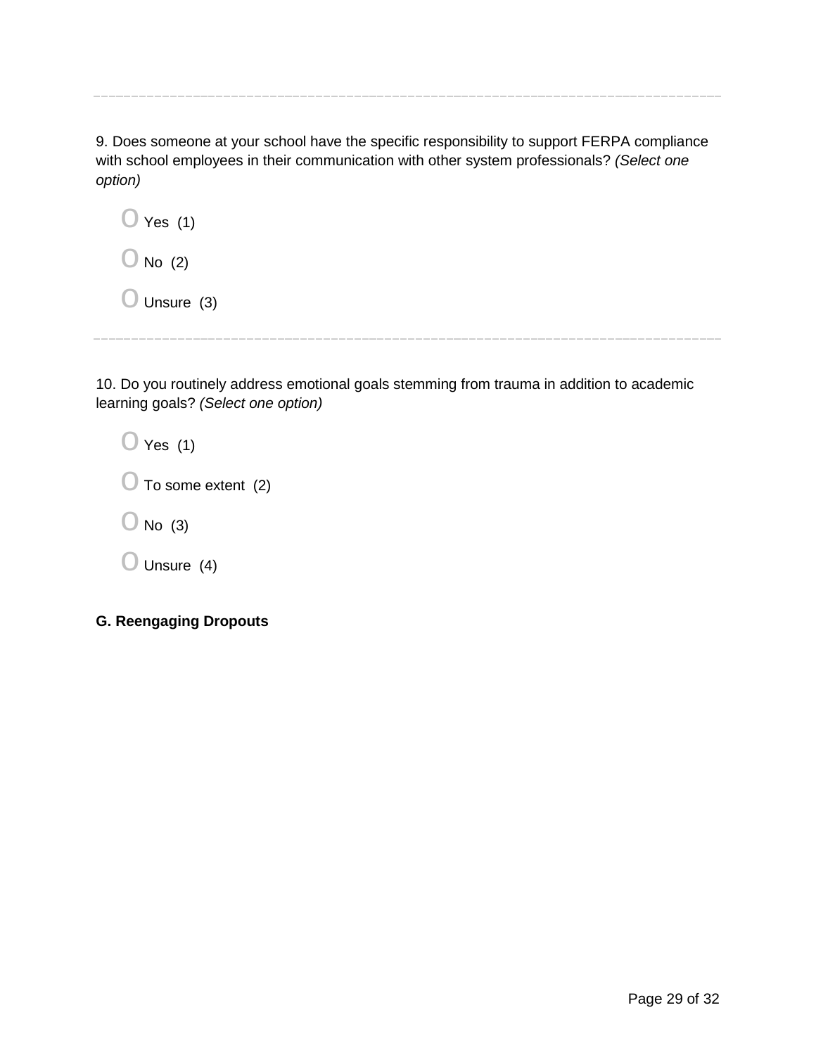---

9. Does someone at your school have the specific responsibility to support FERPA compliance with school employees in their communication with other system professionals? *(Select one option)*

- O Yes (1)
- O No (2)
- O Unsure (3)

---

10. Do you routinely address emotional goals stemming from trauma in addition to academic learning goals? *(Select one option)*

- O Yes (1)
- O To some extent (2)
- O No (3)
- O Unsure (4)

**G. Reengaging Dropouts**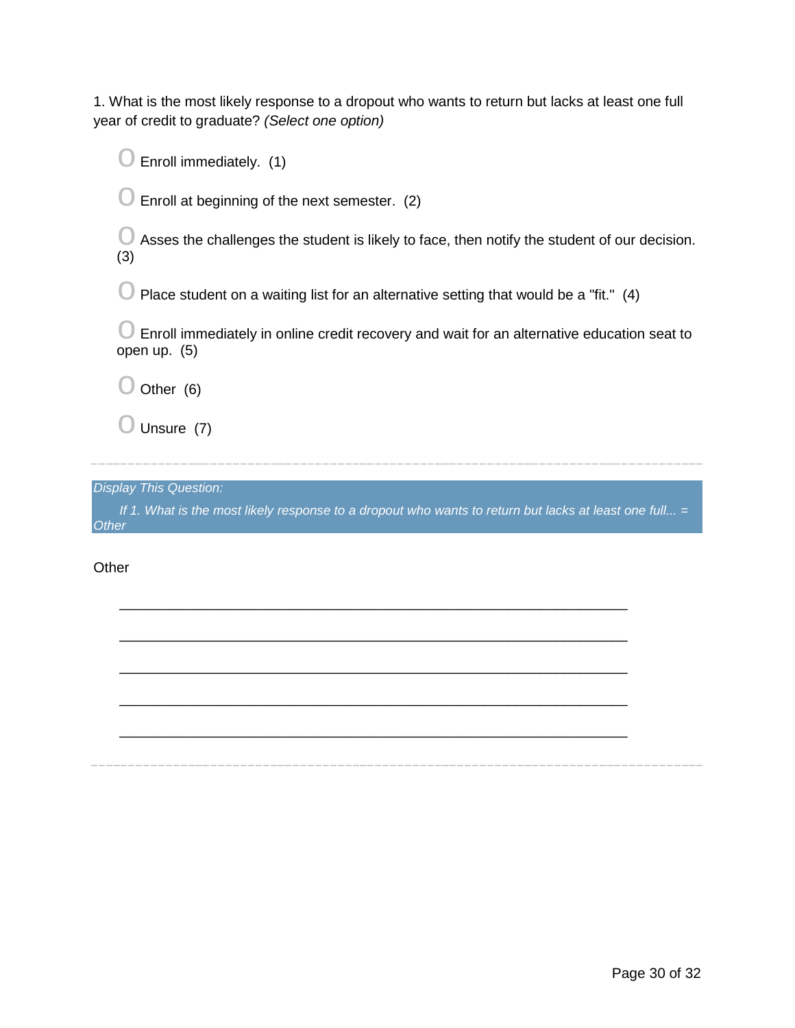1. What is the most likely response to a dropout who wants to return but lacks at least one full year of credit to graduate? *(Select one option)*

- Enroll immediately. (1)
- Enroll at beginning of the next semester. (2)
- Asses the challenges the student is likely to face, then notify the student of our decision. (3)
- Place student on a waiting list for an alternative setting that would be a "fit." (4)
- Enroll immediately in online credit recovery and wait for an alternative education seat to open up. (5)
- Other (6)
- Unsure (7)

---

*Display This Question:*

*If 1. What is the most likely response to a dropout who wants to return but lacks at least one full... = Other*

Other

________________________________________________________________

________________________________________________________________

________________________________________________________________

________________________________________________________________

________________________________________________________________

---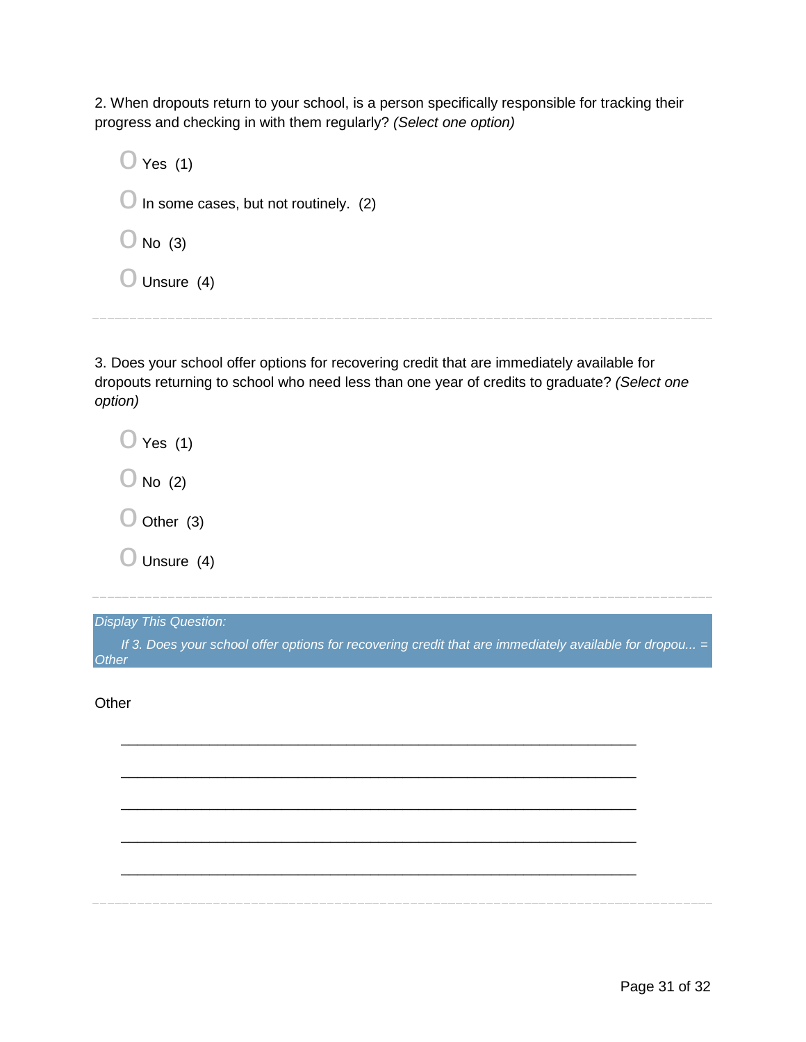2. When dropouts return to your school, is a person specifically responsible for tracking their progress and checking in with them regularly? *(Select one option)*

- O Yes (1)
- O In some cases, but not routinely. (2)
- O No (3)
- O Unsure (4)

---

3. Does your school offer options for recovering credit that are immediately available for dropouts returning to school who need less than one year of credits to graduate? *(Select one option)*

- O Yes (1)
- O No (2)
- O Other (3)
- O Unsure (4)

---

*Display This Question:*

*If 3. Does your school offer options for recovering credit that are immediately available for dropou... = Other*

Other

________________________________________________________________

________________________________________________________________

________________________________________________________________

________________________________________________________________

________________________________________________________________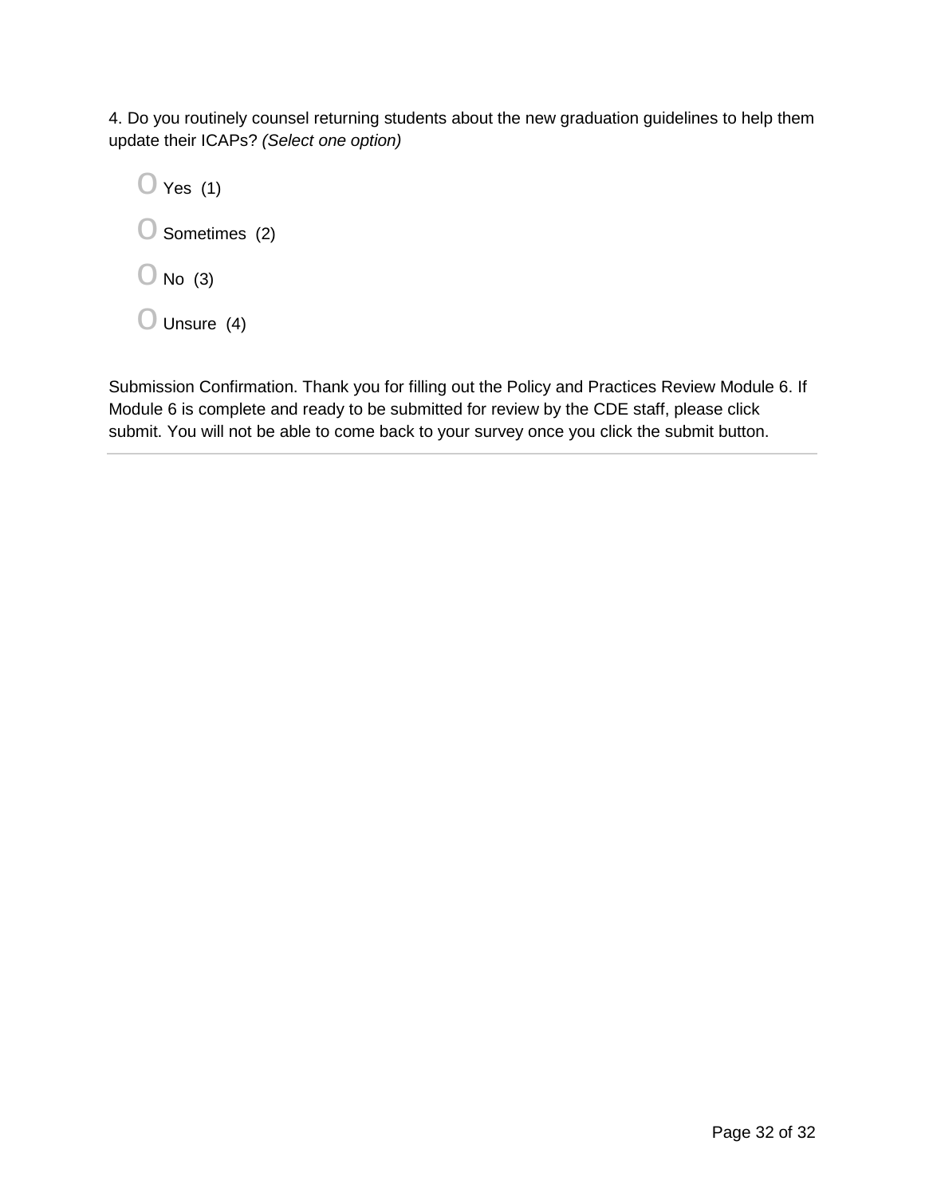4. Do you routinely counsel returning students about the new graduation guidelines to help them update their ICAPs? *(Select one option)*

- O Yes (1)
- O Sometimes (2)
- O No (3)
- O Unsure (4)

Submission Confirmation. Thank you for filling out the Policy and Practices Review Module 6. If Module 6 is complete and ready to be submitted for review by the CDE staff, please click submit. You will not be able to come back to your survey once you click the submit button.

---